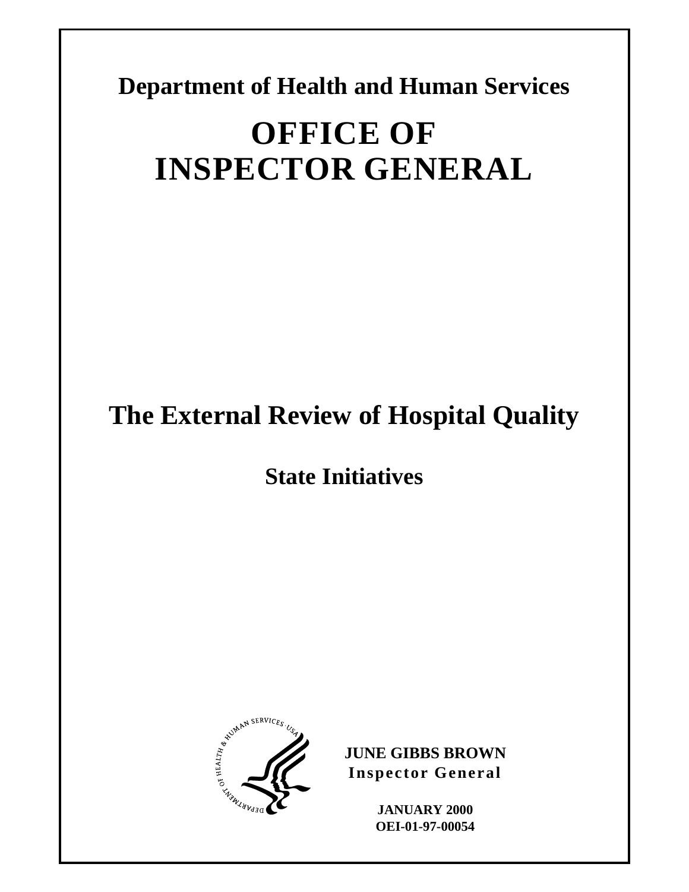**Department of Health and Human Services**

# OFFICE OF INSPECTOR GENERAL

# The External Review of Hospital Quality

## State Initiatives

**JUNE GIBBS BROWN**
**Inspector General**

**JANUARY 2000**
**OEI-01-97-00054**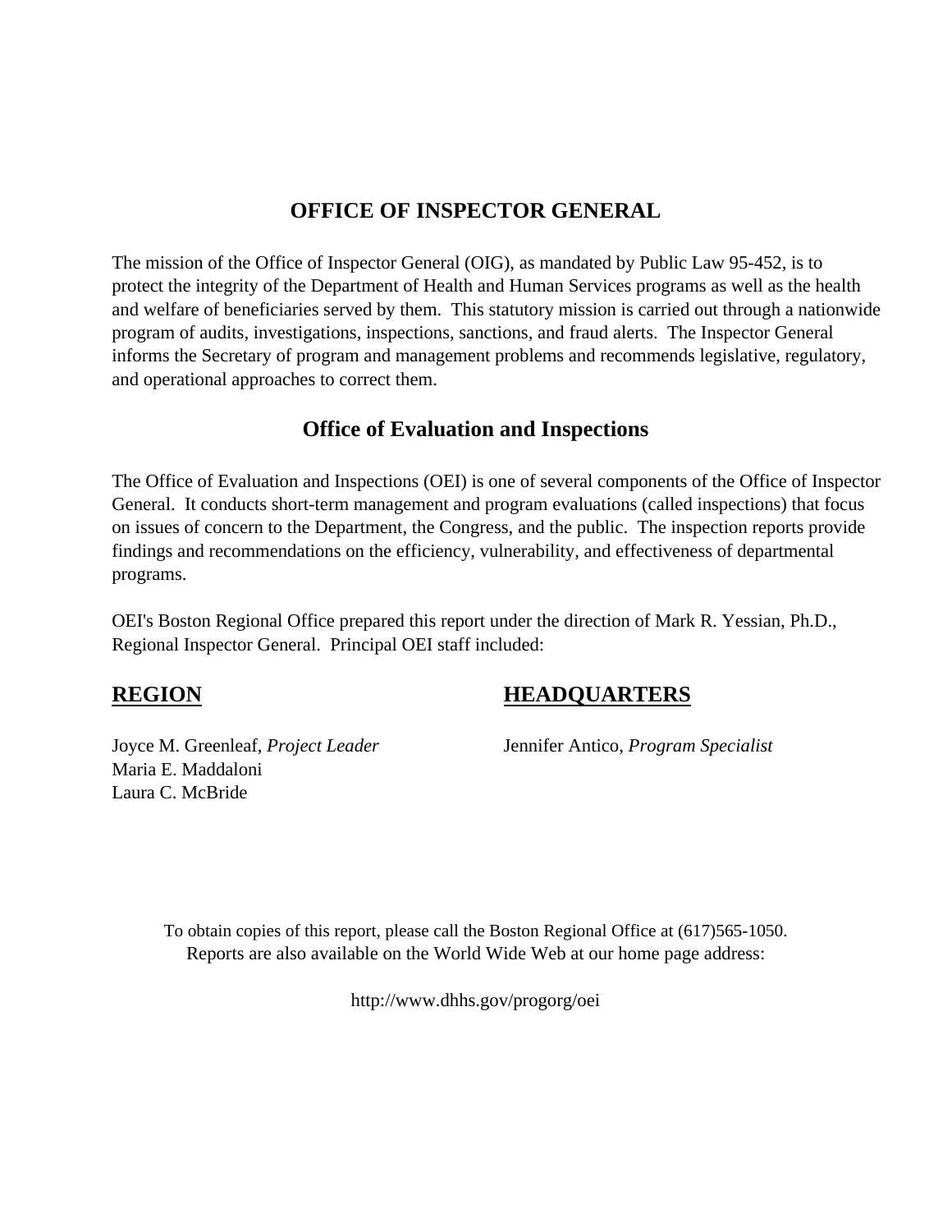# OFFICE OF INSPECTOR GENERAL

The mission of the Office of Inspector General (OIG), as mandated by Public Law 95-452, is to protect the integrity of the Department of Health and Human Services programs as well as the health and welfare of beneficiaries served by them. This statutory mission is carried out through a nationwide program of audits, investigations, inspections, sanctions, and fraud alerts. The Inspector General informs the Secretary of program and management problems and recommends legislative, regulatory, and operational approaches to correct them.

## Office of Evaluation and Inspections

The Office of Evaluation and Inspections (OEI) is one of several components of the Office of Inspector General. It conducts short-term management and program evaluations (called inspections) that focus on issues of concern to the Department, the Congress, and the public. The inspection reports provide findings and recommendations on the efficiency, vulnerability, and effectiveness of departmental programs.

OEI's Boston Regional Office prepared this report under the direction of Mark R. Yessian, Ph.D., Regional Inspector General. Principal OEI staff included:

### REGION

Joyce M. Greenleaf, *Project Leader*
Maria E. Maddaloni
Laura C. McBride

### HEADQUARTERS

Jennifer Antico, *Program Specialist*

To obtain copies of this report, please call the Boston Regional Office at (617)565-1050.
Reports are also available on the World Wide Web at our home page address:

http://www.dhhs.gov/progorg/oei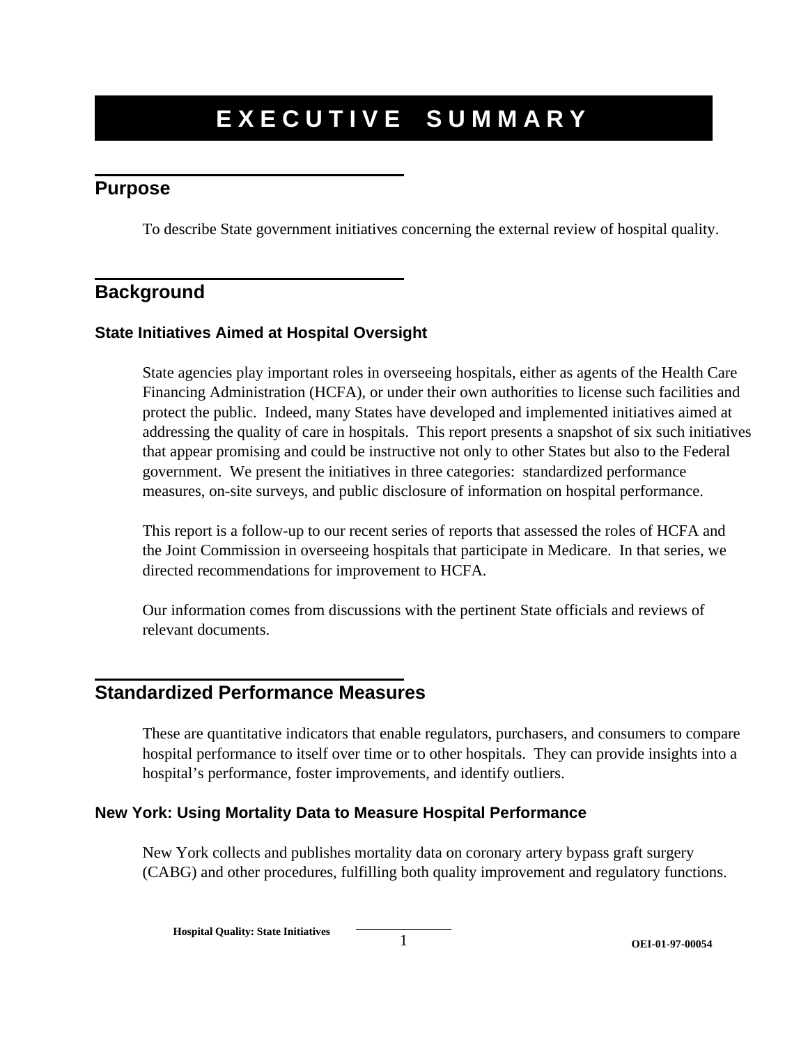# EXECUTIVE SUMMARY

## Purpose

To describe State government initiatives concerning the external review of hospital quality.

## Background

### State Initiatives Aimed at Hospital Oversight

State agencies play important roles in overseeing hospitals, either as agents of the Health Care Financing Administration (HCFA), or under their own authorities to license such facilities and protect the public. Indeed, many States have developed and implemented initiatives aimed at addressing the quality of care in hospitals. This report presents a snapshot of six such initiatives that appear promising and could be instructive not only to other States but also to the Federal government. We present the initiatives in three categories: standardized performance measures, on-site surveys, and public disclosure of information on hospital performance.

This report is a follow-up to our recent series of reports that assessed the roles of HCFA and the Joint Commission in overseeing hospitals that participate in Medicare. In that series, we directed recommendations for improvement to HCFA.

Our information comes from discussions with the pertinent State officials and reviews of relevant documents.

## Standardized Performance Measures

These are quantitative indicators that enable regulators, purchasers, and consumers to compare hospital performance to itself over time or to other hospitals. They can provide insights into a hospital's performance, foster improvements, and identify outliers.

### New York: Using Mortality Data to Measure Hospital Performance

New York collects and publishes mortality data on coronary artery bypass graft surgery (CABG) and other procedures, fulfilling both quality improvement and regulatory functions.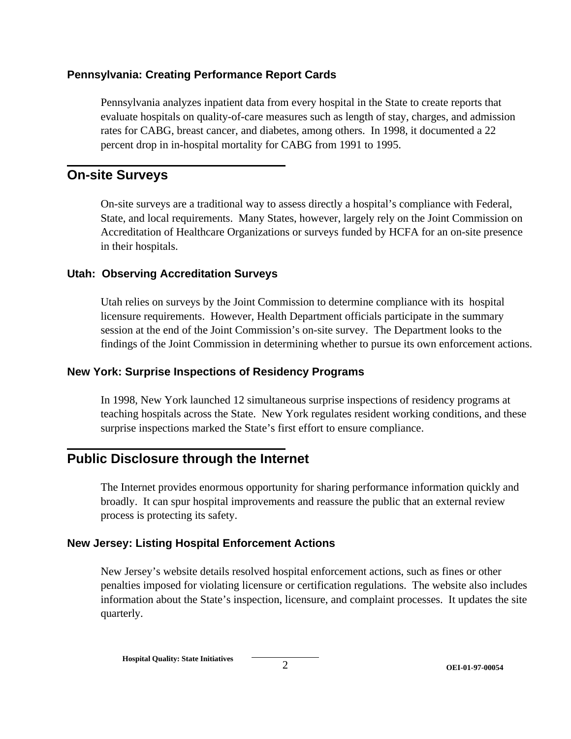### Pennsylvania: Creating Performance Report Cards

Pennsylvania analyzes inpatient data from every hospital in the State to create reports that evaluate hospitals on quality-of-care measures such as length of stay, charges, and admission rates for CABG, breast cancer, and diabetes, among others. In 1998, it documented a 22 percent drop in in-hospital mortality for CABG from 1991 to 1995.

## On-site Surveys

On-site surveys are a traditional way to assess directly a hospital's compliance with Federal, State, and local requirements. Many States, however, largely rely on the Joint Commission on Accreditation of Healthcare Organizations or surveys funded by HCFA for an on-site presence in their hospitals.

### Utah: Observing Accreditation Surveys

Utah relies on surveys by the Joint Commission to determine compliance with its hospital licensure requirements. However, Health Department officials participate in the summary session at the end of the Joint Commission's on-site survey. The Department looks to the findings of the Joint Commission in determining whether to pursue its own enforcement actions.

### New York: Surprise Inspections of Residency Programs

In 1998, New York launched 12 simultaneous surprise inspections of residency programs at teaching hospitals across the State. New York regulates resident working conditions, and these surprise inspections marked the State's first effort to ensure compliance.

## Public Disclosure through the Internet

The Internet provides enormous opportunity for sharing performance information quickly and broadly. It can spur hospital improvements and reassure the public that an external review process is protecting its safety.

### New Jersey: Listing Hospital Enforcement Actions

New Jersey's website details resolved hospital enforcement actions, such as fines or other penalties imposed for violating licensure or certification regulations. The website also includes information about the State's inspection, licensure, and complaint processes. It updates the site quarterly.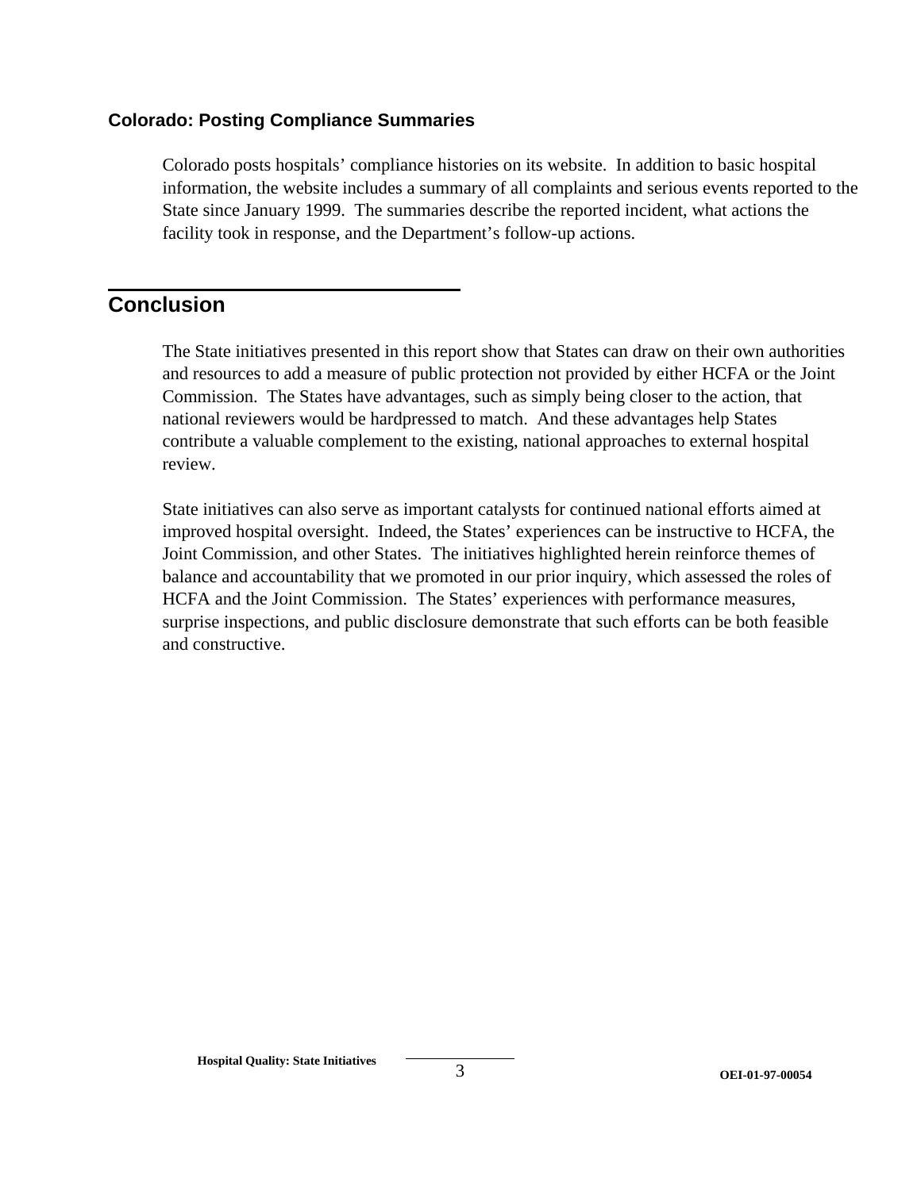### Colorado: Posting Compliance Summaries

Colorado posts hospitals' compliance histories on its website. In addition to basic hospital information, the website includes a summary of all complaints and serious events reported to the State since January 1999. The summaries describe the reported incident, what actions the facility took in response, and the Department's follow-up actions.

## Conclusion

The State initiatives presented in this report show that States can draw on their own authorities and resources to add a measure of public protection not provided by either HCFA or the Joint Commission. The States have advantages, such as simply being closer to the action, that national reviewers would be hardpressed to match. And these advantages help States contribute a valuable complement to the existing, national approaches to external hospital review.

State initiatives can also serve as important catalysts for continued national efforts aimed at improved hospital oversight. Indeed, the States' experiences can be instructive to HCFA, the Joint Commission, and other States. The initiatives highlighted herein reinforce themes of balance and accountability that we promoted in our prior inquiry, which assessed the roles of HCFA and the Joint Commission. The States' experiences with performance measures, surprise inspections, and public disclosure demonstrate that such efforts can be both feasible and constructive.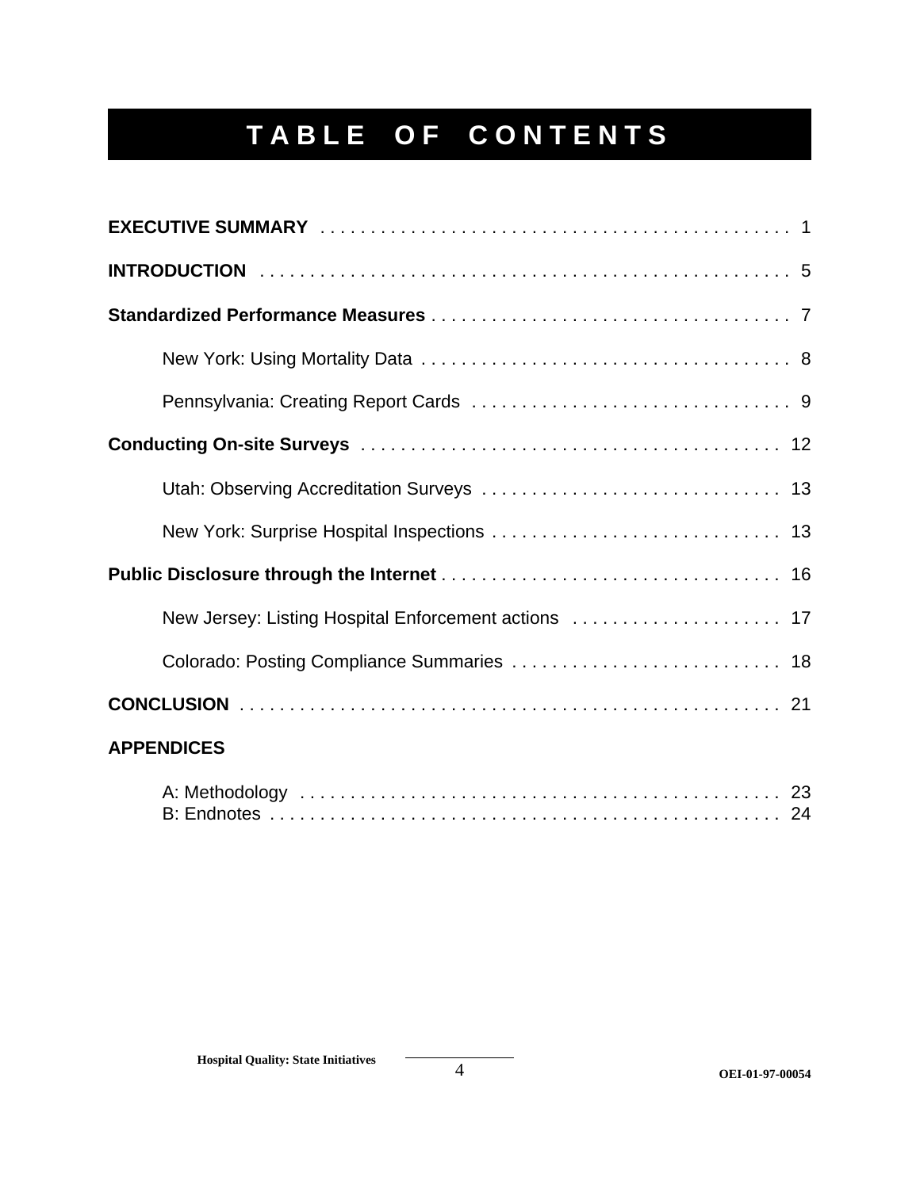# TABLE OF CONTENTS

**EXECUTIVE SUMMARY** . . . . . . . . . . . . . . . . . . . . . . . . . . . . . . . . . . . . . . . . . . . . . . 1

**INTRODUCTION** . . . . . . . . . . . . . . . . . . . . . . . . . . . . . . . . . . . . . . . . . . . . . . . . . . . . 5

**Standardized Performance Measures** . . . . . . . . . . . . . . . . . . . . . . . . . . . . . . . . . . . . 7

New York: Using Mortality Data . . . . . . . . . . . . . . . . . . . . . . . . . . . . . . . . . . . . . 8

Pennsylvania: Creating Report Cards . . . . . . . . . . . . . . . . . . . . . . . . . . . . . . . . 9

**Conducting On-site Surveys** . . . . . . . . . . . . . . . . . . . . . . . . . . . . . . . . . . . . . . . . . . 12

Utah: Observing Accreditation Surveys . . . . . . . . . . . . . . . . . . . . . . . . . . . . . . 13

New York: Surprise Hospital Inspections . . . . . . . . . . . . . . . . . . . . . . . . . . . . . 13

**Public Disclosure through the Internet** . . . . . . . . . . . . . . . . . . . . . . . . . . . . . . . . . . 16

New Jersey: Listing Hospital Enforcement actions . . . . . . . . . . . . . . . . . . . . . 17

Colorado: Posting Compliance Summaries . . . . . . . . . . . . . . . . . . . . . . . . . . . 18

**CONCLUSION** . . . . . . . . . . . . . . . . . . . . . . . . . . . . . . . . . . . . . . . . . . . . . . . . . . . . . 21

**APPENDICES**

A: Methodology . . . . . . . . . . . . . . . . . . . . . . . . . . . . . . . . . . . . . . . . . . . . . . . . 23
B: Endnotes . . . . . . . . . . . . . . . . . . . . . . . . . . . . . . . . . . . . . . . . . . . . . . . . . . . 24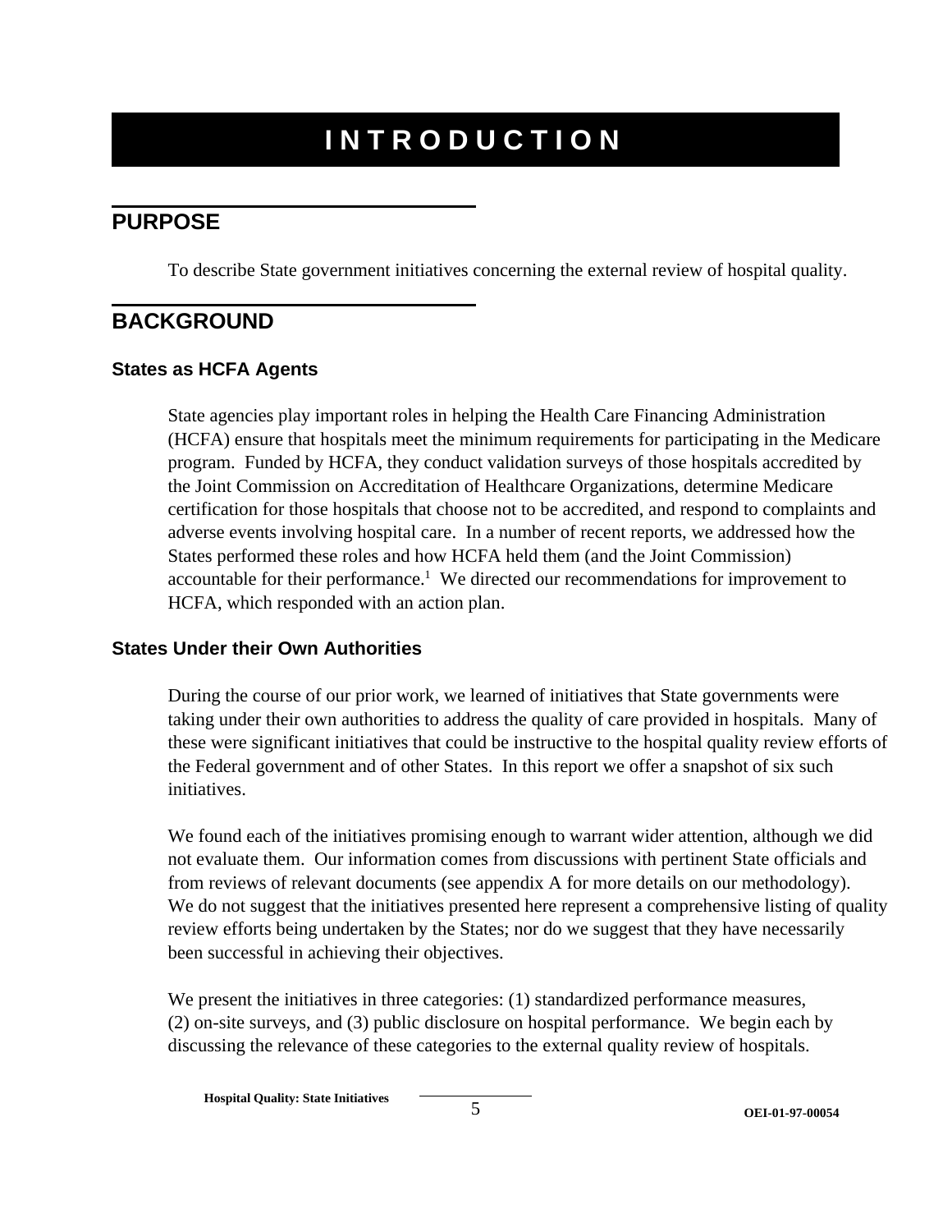# INTRODUCTION

## PURPOSE

To describe State government initiatives concerning the external review of hospital quality.

## BACKGROUND

### States as HCFA Agents

State agencies play important roles in helping the Health Care Financing Administration (HCFA) ensure that hospitals meet the minimum requirements for participating in the Medicare program. Funded by HCFA, they conduct validation surveys of those hospitals accredited by the Joint Commission on Accreditation of Healthcare Organizations, determine Medicare certification for those hospitals that choose not to be accredited, and respond to complaints and adverse events involving hospital care. In a number of recent reports, we addressed how the States performed these roles and how HCFA held them (and the Joint Commission) accountable for their performance.[1] We directed our recommendations for improvement to HCFA, which responded with an action plan.

### States Under their Own Authorities

During the course of our prior work, we learned of initiatives that State governments were taking under their own authorities to address the quality of care provided in hospitals. Many of these were significant initiatives that could be instructive to the hospital quality review efforts of the Federal government and of other States. In this report we offer a snapshot of six such initiatives.

We found each of the initiatives promising enough to warrant wider attention, although we did not evaluate them. Our information comes from discussions with pertinent State officials and from reviews of relevant documents (see appendix A for more details on our methodology). We do not suggest that the initiatives presented here represent a comprehensive listing of quality review efforts being undertaken by the States; nor do we suggest that they have necessarily been successful in achieving their objectives.

We present the initiatives in three categories: (1) standardized performance measures, (2) on-site surveys, and (3) public disclosure on hospital performance. We begin each by discussing the relevance of these categories to the external quality review of hospitals.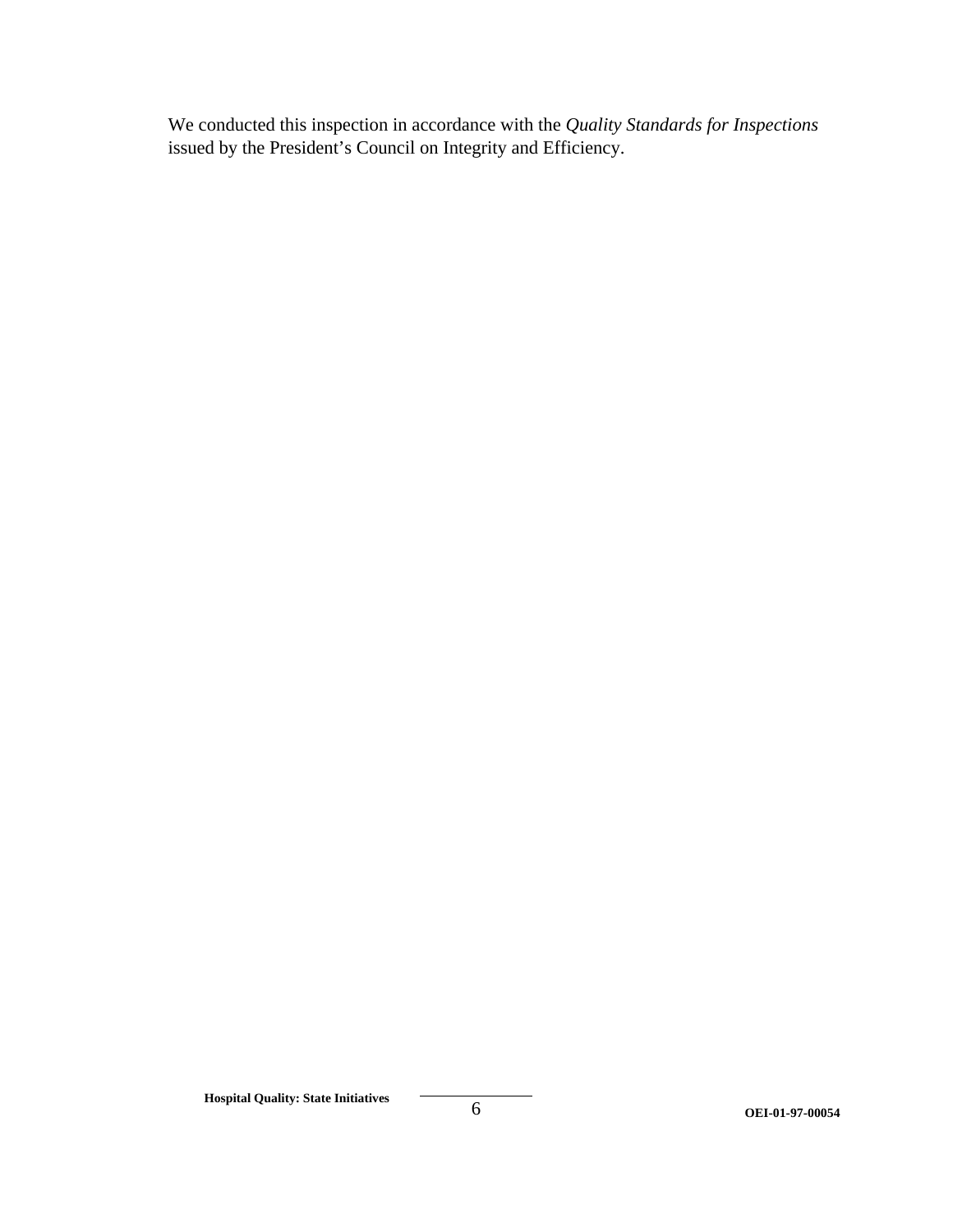We conducted this inspection in accordance with the *Quality Standards for Inspections* issued by the President's Council on Integrity and Efficiency.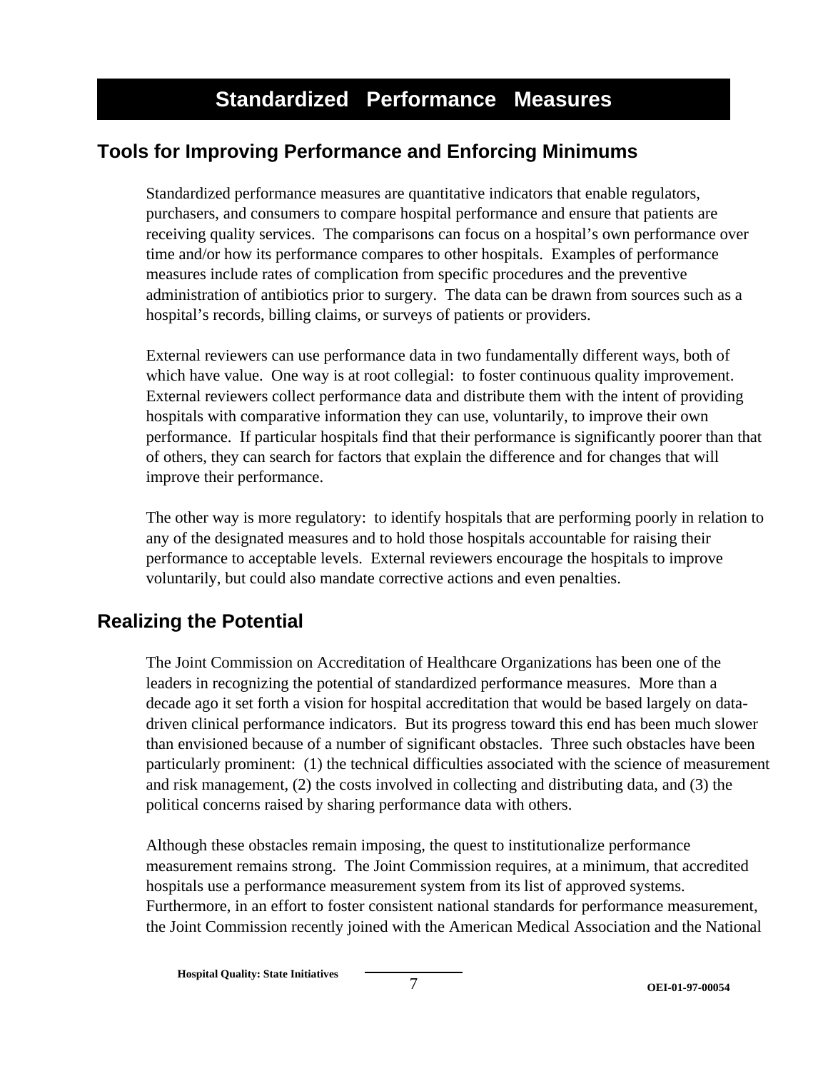# Standardized Performance Measures

## Tools for Improving Performance and Enforcing Minimums

Standardized performance measures are quantitative indicators that enable regulators, purchasers, and consumers to compare hospital performance and ensure that patients are receiving quality services. The comparisons can focus on a hospital's own performance over time and/or how its performance compares to other hospitals. Examples of performance measures include rates of complication from specific procedures and the preventive administration of antibiotics prior to surgery. The data can be drawn from sources such as a hospital's records, billing claims, or surveys of patients or providers.

External reviewers can use performance data in two fundamentally different ways, both of which have value. One way is at root collegial: to foster continuous quality improvement. External reviewers collect performance data and distribute them with the intent of providing hospitals with comparative information they can use, voluntarily, to improve their own performance. If particular hospitals find that their performance is significantly poorer than that of others, they can search for factors that explain the difference and for changes that will improve their performance.

The other way is more regulatory: to identify hospitals that are performing poorly in relation to any of the designated measures and to hold those hospitals accountable for raising their performance to acceptable levels. External reviewers encourage the hospitals to improve voluntarily, but could also mandate corrective actions and even penalties.

## Realizing the Potential

The Joint Commission on Accreditation of Healthcare Organizations has been one of the leaders in recognizing the potential of standardized performance measures. More than a decade ago it set forth a vision for hospital accreditation that would be based largely on data-driven clinical performance indicators. But its progress toward this end has been much slower than envisioned because of a number of significant obstacles. Three such obstacles have been particularly prominent: (1) the technical difficulties associated with the science of measurement and risk management, (2) the costs involved in collecting and distributing data, and (3) the political concerns raised by sharing performance data with others.

Although these obstacles remain imposing, the quest to institutionalize performance measurement remains strong. The Joint Commission requires, at a minimum, that accredited hospitals use a performance measurement system from its list of approved systems. Furthermore, in an effort to foster consistent national standards for performance measurement, the Joint Commission recently joined with the American Medical Association and the National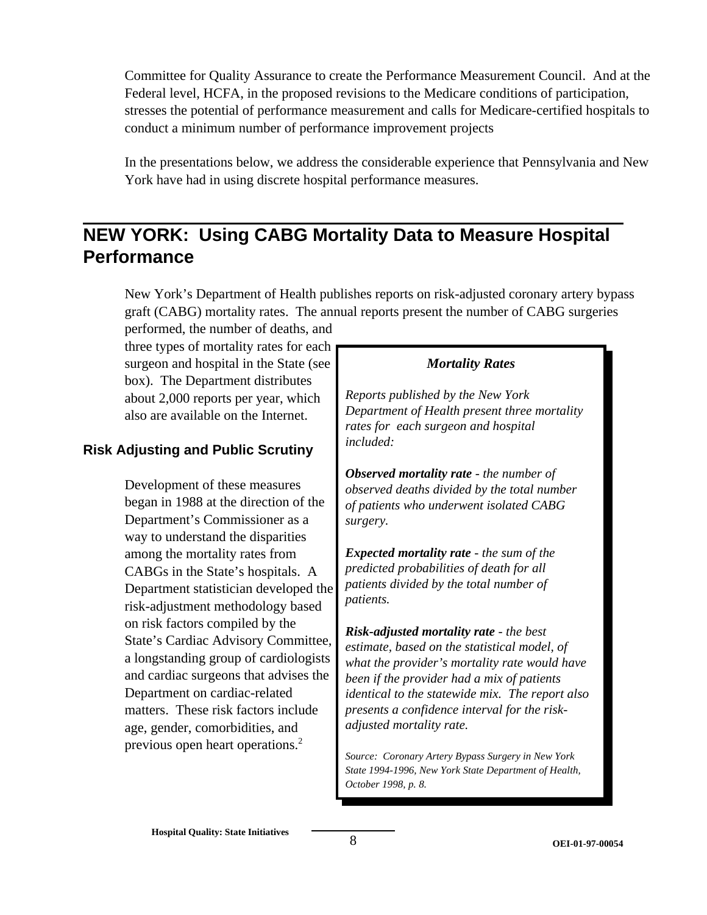Committee for Quality Assurance to create the Performance Measurement Council. And at the Federal level, HCFA, in the proposed revisions to the Medicare conditions of participation, stresses the potential of performance measurement and calls for Medicare-certified hospitals to conduct a minimum number of performance improvement projects

In the presentations below, we address the considerable experience that Pennsylvania and New York have had in using discrete hospital performance measures.

## NEW YORK: Using CABG Mortality Data to Measure Hospital Performance

New York's Department of Health publishes reports on risk-adjusted coronary artery bypass graft (CABG) mortality rates. The annual reports present the number of CABG surgeries performed, the number of deaths, and three types of mortality rates for each surgeon and hospital in the State (see box). The Department distributes about 2,000 reports per year, which also are available on the Internet.

> ***Mortality Rates***
>
> *Reports published by the New York Department of Health present three mortality rates for each surgeon and hospital included:*
>
> ***Observed mortality rate*** *- the number of observed deaths divided by the total number of patients who underwent isolated CABG surgery.*
>
> ***Expected mortality rate*** *- the sum of the predicted probabilities of death for all patients divided by the total number of patients.*
>
> ***Risk-adjusted mortality rate*** *- the best estimate, based on the statistical model, of what the provider's mortality rate would have been if the provider had a mix of patients identical to the statewide mix. The report also presents a confidence interval for the risk-adjusted mortality rate.*
>
> *Source: Coronary Artery Bypass Surgery in New York State 1994-1996, New York State Department of Health, October 1998, p. 8.*

### Risk Adjusting and Public Scrutiny

Development of these measures began in 1988 at the direction of the Department's Commissioner as a way to understand the disparities among the mortality rates from CABGs in the State's hospitals. A Department statistician developed the risk-adjustment methodology based on risk factors compiled by the State's Cardiac Advisory Committee, a longstanding group of cardiologists and cardiac surgeons that advises the Department on cardiac-related matters. These risk factors include age, gender, comorbidities, and previous open heart operations.[2]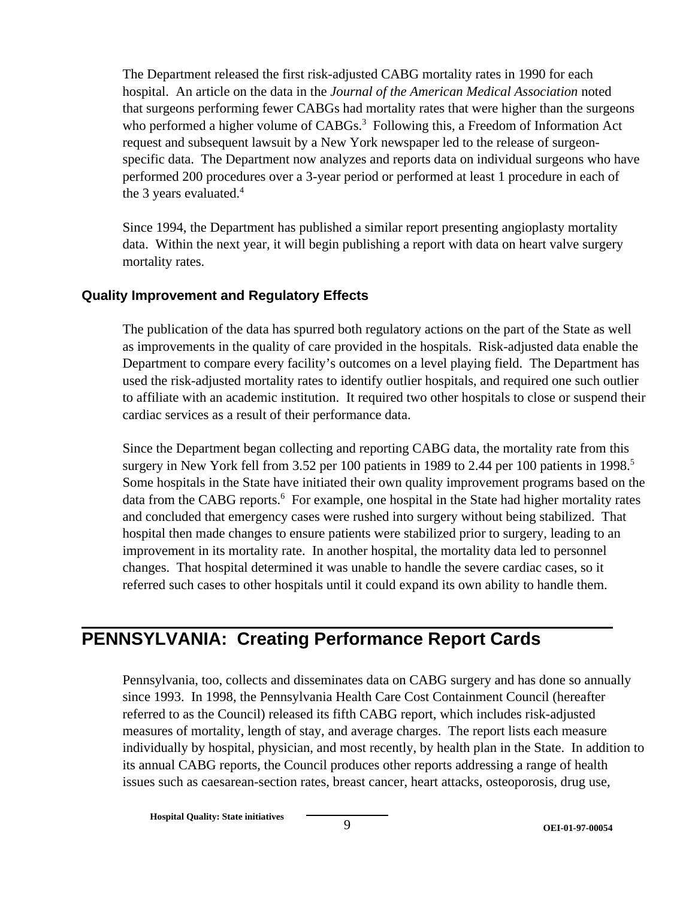The Department released the first risk-adjusted CABG mortality rates in 1990 for each hospital. An article on the data in the *Journal of the American Medical Association* noted that surgeons performing fewer CABGs had mortality rates that were higher than the surgeons who performed a higher volume of CABGs.[3] Following this, a Freedom of Information Act request and subsequent lawsuit by a New York newspaper led to the release of surgeon-specific data. The Department now analyzes and reports data on individual surgeons who have performed 200 procedures over a 3-year period or performed at least 1 procedure in each of the 3 years evaluated.[4]

Since 1994, the Department has published a similar report presenting angioplasty mortality data. Within the next year, it will begin publishing a report with data on heart valve surgery mortality rates.

### Quality Improvement and Regulatory Effects

The publication of the data has spurred both regulatory actions on the part of the State as well as improvements in the quality of care provided in the hospitals. Risk-adjusted data enable the Department to compare every facility's outcomes on a level playing field. The Department has used the risk-adjusted mortality rates to identify outlier hospitals, and required one such outlier to affiliate with an academic institution. It required two other hospitals to close or suspend their cardiac services as a result of their performance data.

Since the Department began collecting and reporting CABG data, the mortality rate from this surgery in New York fell from 3.52 per 100 patients in 1989 to 2.44 per 100 patients in 1998.[5] Some hospitals in the State have initiated their own quality improvement programs based on the data from the CABG reports.[6] For example, one hospital in the State had higher mortality rates and concluded that emergency cases were rushed into surgery without being stabilized. That hospital then made changes to ensure patients were stabilized prior to surgery, leading to an improvement in its mortality rate. In another hospital, the mortality data led to personnel changes. That hospital determined it was unable to handle the severe cardiac cases, so it referred such cases to other hospitals until it could expand its own ability to handle them.

## PENNSYLVANIA: Creating Performance Report Cards

Pennsylvania, too, collects and disseminates data on CABG surgery and has done so annually since 1993. In 1998, the Pennsylvania Health Care Cost Containment Council (hereafter referred to as the Council) released its fifth CABG report, which includes risk-adjusted measures of mortality, length of stay, and average charges. The report lists each measure individually by hospital, physician, and most recently, by health plan in the State. In addition to its annual CABG reports, the Council produces other reports addressing a range of health issues such as caesarean-section rates, breast cancer, heart attacks, osteoporosis, drug use,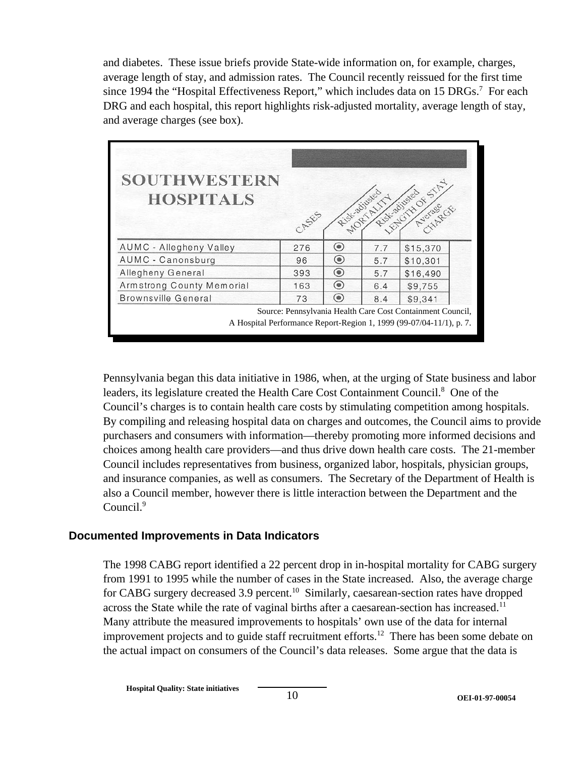and diabetes. These issue briefs provide State-wide information on, for example, charges, average length of stay, and admission rates. The Council recently reissued for the first time since 1994 the "Hospital Effectiveness Report," which includes data on 15 DRGs.[7] For each DRG and each hospital, this report highlights risk-adjusted mortality, average length of stay, and average charges (see box).

**SOUTHWESTERN HOSPITALS**

| | CASES | Risk-adjusted MORTALITY | Risk-adjusted LENGTH OF STAY | Average CHARGE |
|---|---|---|---|---|
| AUMC - Allegheny Valley | 276 | ◉ | 7.7 | $15,370 |
| AUMC - Canonsburg | 96 | ◉ | 5.7 | $10,301 |
| Allegheny General | 393 | ◉ | 5.7 | $16,490 |
| Armstrong County Memorial | 163 | ◉ | 6.4 | $9,755 |
| Brownsville General | 73 | ◉ | 8.4 | $9,341 |

Source: Pennsylvania Health Care Cost Containment Council, A Hospital Performance Report-Region 1, 1999 (99-07/04-11/1), p. 7.

Pennsylvania began this data initiative in 1986, when, at the urging of State business and labor leaders, its legislature created the Health Care Cost Containment Council.[8] One of the Council's charges is to contain health care costs by stimulating competition among hospitals. By compiling and releasing hospital data on charges and outcomes, the Council aims to provide purchasers and consumers with information—thereby promoting more informed decisions and choices among health care providers—and thus drive down health care costs. The 21-member Council includes representatives from business, organized labor, hospitals, physician groups, and insurance companies, as well as consumers. The Secretary of the Department of Health is also a Council member, however there is little interaction between the Department and the Council.[9]

## Documented Improvements in Data Indicators

The 1998 CABG report identified a 22 percent drop in in-hospital mortality for CABG surgery from 1991 to 1995 while the number of cases in the State increased. Also, the average charge for CABG surgery decreased 3.9 percent.[10] Similarly, caesarean-section rates have dropped across the State while the rate of vaginal births after a caesarean-section has increased.[11] Many attribute the measured improvements to hospitals' own use of the data for internal improvement projects and to guide staff recruitment efforts.[12] There has been some debate on the actual impact on consumers of the Council's data releases. Some argue that the data is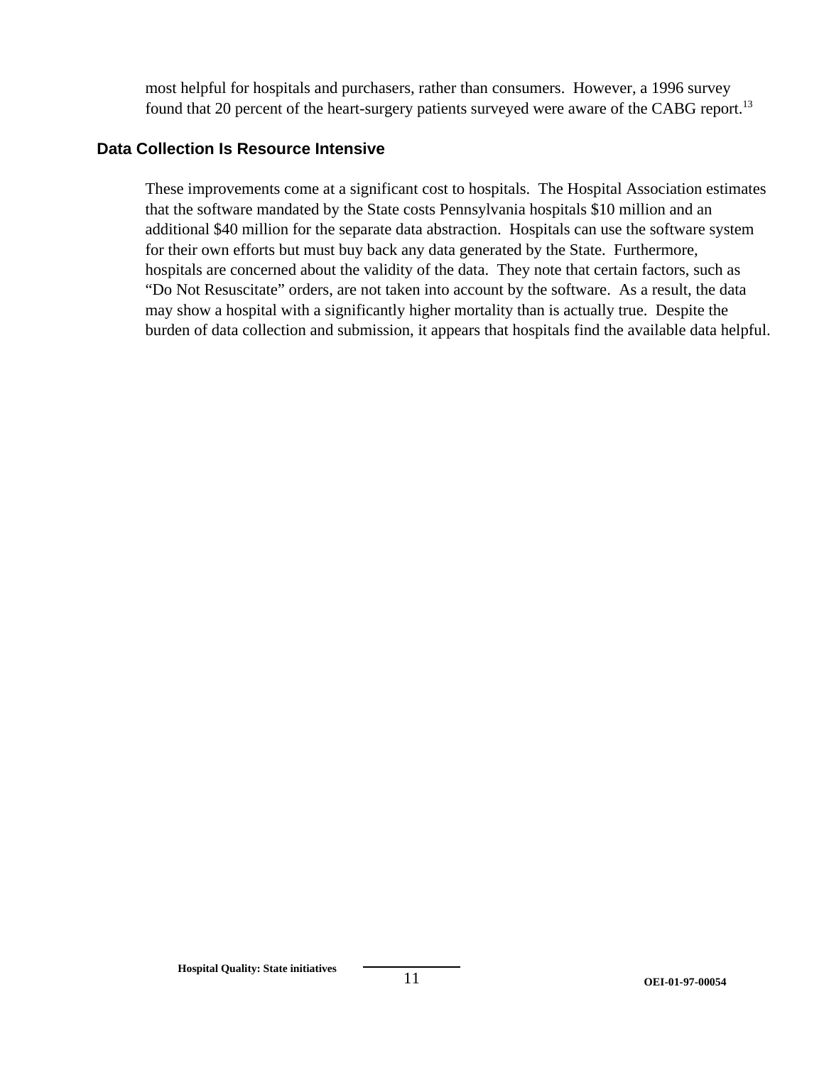most helpful for hospitals and purchasers, rather than consumers. However, a 1996 survey found that 20 percent of the heart-surgery patients surveyed were aware of the CABG report.[13]

## Data Collection Is Resource Intensive

These improvements come at a significant cost to hospitals. The Hospital Association estimates that the software mandated by the State costs Pennsylvania hospitals $10 million and an additional $40 million for the separate data abstraction. Hospitals can use the software system for their own efforts but must buy back any data generated by the State. Furthermore, hospitals are concerned about the validity of the data. They note that certain factors, such as "Do Not Resuscitate" orders, are not taken into account by the software. As a result, the data may show a hospital with a significantly higher mortality than is actually true. Despite the burden of data collection and submission, it appears that hospitals find the available data helpful.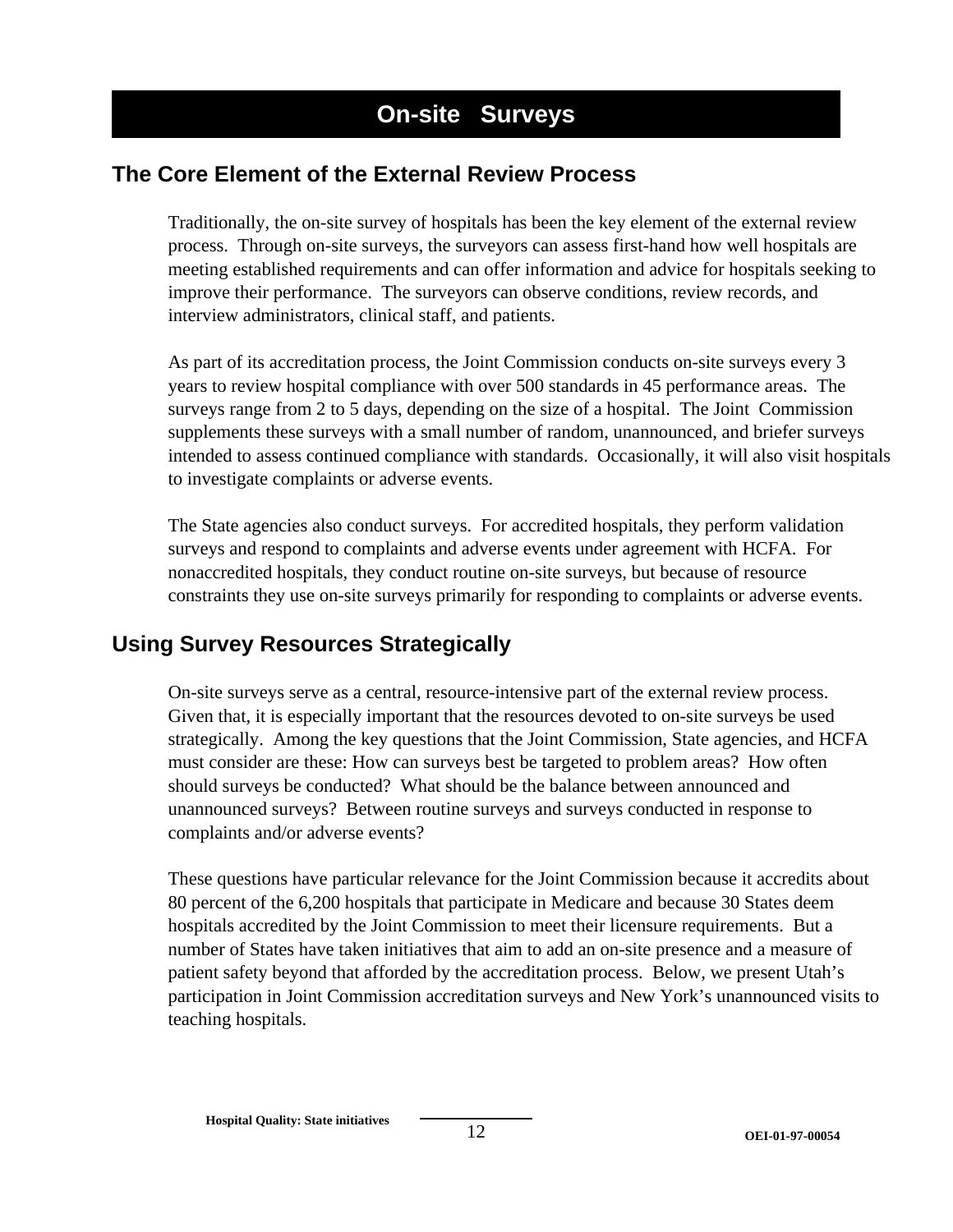# On-site Surveys

## The Core Element of the External Review Process

Traditionally, the on-site survey of hospitals has been the key element of the external review process. Through on-site surveys, the surveyors can assess first-hand how well hospitals are meeting established requirements and can offer information and advice for hospitals seeking to improve their performance. The surveyors can observe conditions, review records, and interview administrators, clinical staff, and patients.

As part of its accreditation process, the Joint Commission conducts on-site surveys every 3 years to review hospital compliance with over 500 standards in 45 performance areas. The surveys range from 2 to 5 days, depending on the size of a hospital. The Joint Commission supplements these surveys with a small number of random, unannounced, and briefer surveys intended to assess continued compliance with standards. Occasionally, it will also visit hospitals to investigate complaints or adverse events.

The State agencies also conduct surveys. For accredited hospitals, they perform validation surveys and respond to complaints and adverse events under agreement with HCFA. For nonaccredited hospitals, they conduct routine on-site surveys, but because of resource constraints they use on-site surveys primarily for responding to complaints or adverse events.

## Using Survey Resources Strategically

On-site surveys serve as a central, resource-intensive part of the external review process. Given that, it is especially important that the resources devoted to on-site surveys be used strategically. Among the key questions that the Joint Commission, State agencies, and HCFA must consider are these: How can surveys best be targeted to problem areas? How often should surveys be conducted? What should be the balance between announced and unannounced surveys? Between routine surveys and surveys conducted in response to complaints and/or adverse events?

These questions have particular relevance for the Joint Commission because it accredits about 80 percent of the 6,200 hospitals that participate in Medicare and because 30 States deem hospitals accredited by the Joint Commission to meet their licensure requirements. But a number of States have taken initiatives that aim to add an on-site presence and a measure of patient safety beyond that afforded by the accreditation process. Below, we present Utah's participation in Joint Commission accreditation surveys and New York's unannounced visits to teaching hospitals.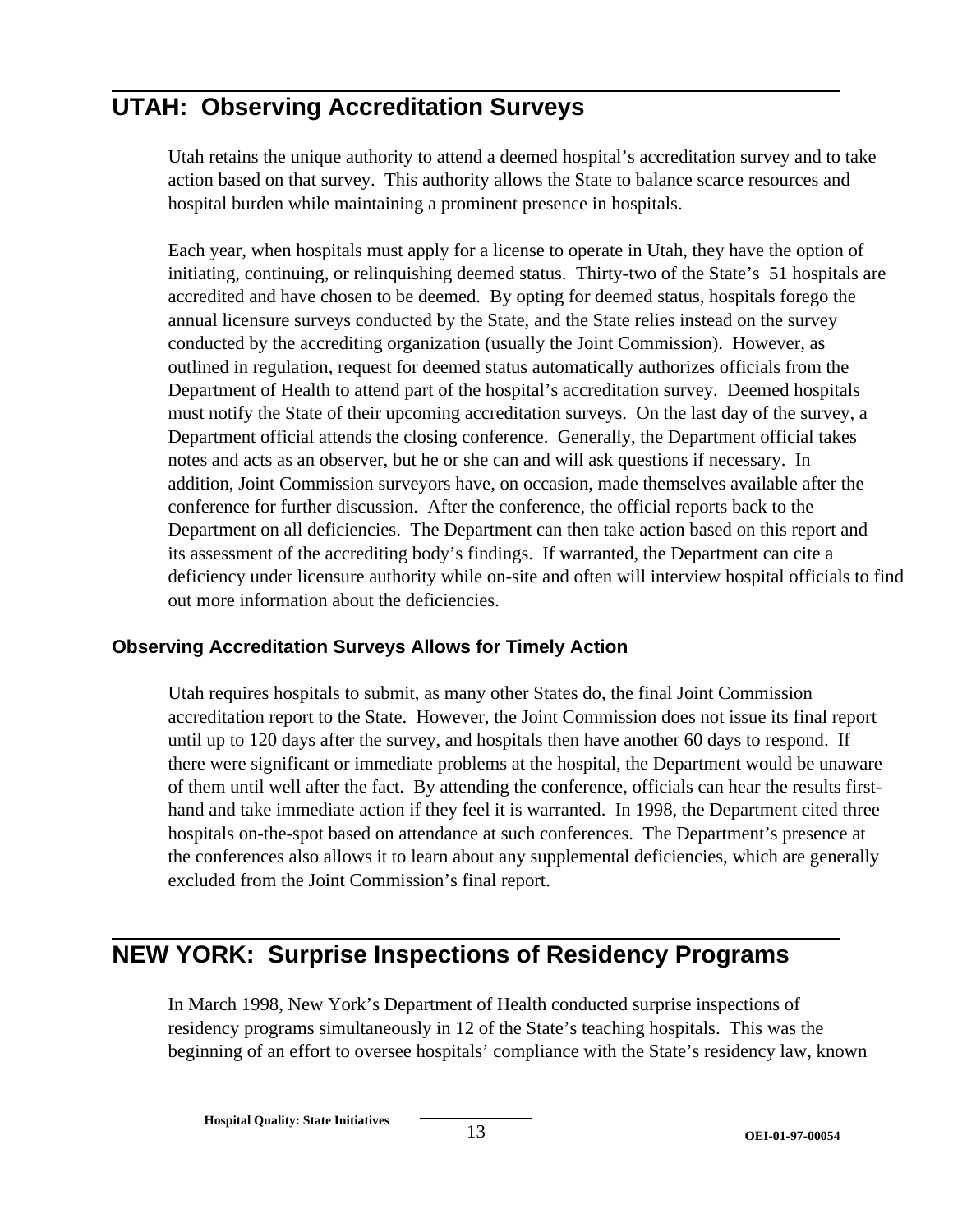## UTAH: Observing Accreditation Surveys

Utah retains the unique authority to attend a deemed hospital's accreditation survey and to take action based on that survey. This authority allows the State to balance scarce resources and hospital burden while maintaining a prominent presence in hospitals.

Each year, when hospitals must apply for a license to operate in Utah, they have the option of initiating, continuing, or relinquishing deemed status. Thirty-two of the State's 51 hospitals are accredited and have chosen to be deemed. By opting for deemed status, hospitals forego the annual licensure surveys conducted by the State, and the State relies instead on the survey conducted by the accrediting organization (usually the Joint Commission). However, as outlined in regulation, request for deemed status automatically authorizes officials from the Department of Health to attend part of the hospital's accreditation survey. Deemed hospitals must notify the State of their upcoming accreditation surveys. On the last day of the survey, a Department official attends the closing conference. Generally, the Department official takes notes and acts as an observer, but he or she can and will ask questions if necessary. In addition, Joint Commission surveyors have, on occasion, made themselves available after the conference for further discussion. After the conference, the official reports back to the Department on all deficiencies. The Department can then take action based on this report and its assessment of the accrediting body's findings. If warranted, the Department can cite a deficiency under licensure authority while on-site and often will interview hospital officials to find out more information about the deficiencies.

### Observing Accreditation Surveys Allows for Timely Action

Utah requires hospitals to submit, as many other States do, the final Joint Commission accreditation report to the State. However, the Joint Commission does not issue its final report until up to 120 days after the survey, and hospitals then have another 60 days to respond. If there were significant or immediate problems at the hospital, the Department would be unaware of them until well after the fact. By attending the conference, officials can hear the results first-hand and take immediate action if they feel it is warranted. In 1998, the Department cited three hospitals on-the-spot based on attendance at such conferences. The Department's presence at the conferences also allows it to learn about any supplemental deficiencies, which are generally excluded from the Joint Commission's final report.

## NEW YORK: Surprise Inspections of Residency Programs

In March 1998, New York's Department of Health conducted surprise inspections of residency programs simultaneously in 12 of the State's teaching hospitals. This was the beginning of an effort to oversee hospitals' compliance with the State's residency law, known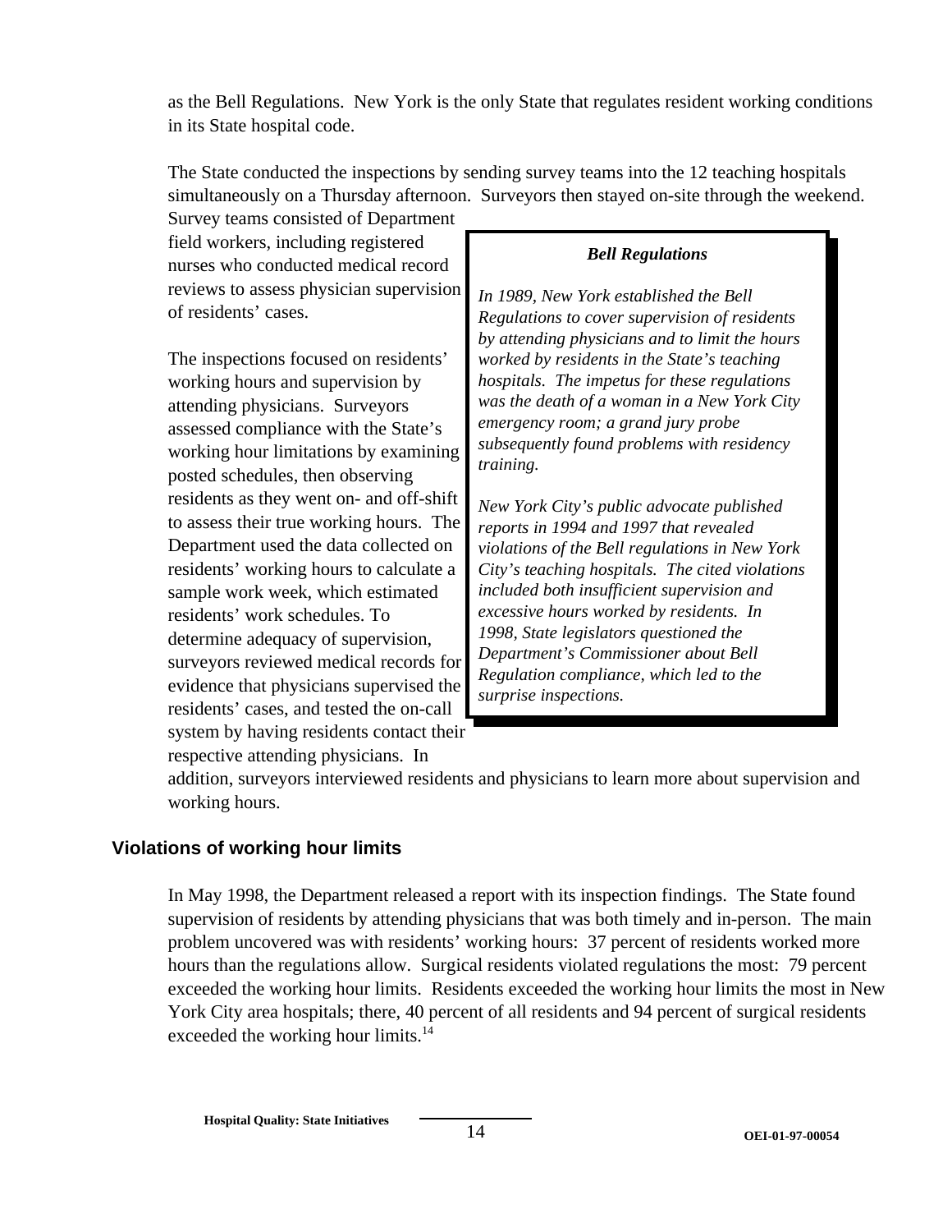as the Bell Regulations. New York is the only State that regulates resident working conditions in its State hospital code.

The State conducted the inspections by sending survey teams into the 12 teaching hospitals simultaneously on a Thursday afternoon. Surveyors then stayed on-site through the weekend. Survey teams consisted of Department field workers, including registered nurses who conducted medical record reviews to assess physician supervision of residents' cases.

The inspections focused on residents' working hours and supervision by attending physicians. Surveyors assessed compliance with the State's working hour limitations by examining posted schedules, then observing residents as they went on- and off-shift to assess their true working hours. The Department used the data collected on residents' working hours to calculate a sample work week, which estimated residents' work schedules. To determine adequacy of supervision, surveyors reviewed medical records for evidence that physicians supervised the residents' cases, and tested the on-call system by having residents contact their respective attending physicians. In addition, surveyors interviewed residents and physicians to learn more about supervision and working hours.

> ***Bell Regulations***
>
> *In 1989, New York established the Bell Regulations to cover supervision of residents by attending physicians and to limit the hours worked by residents in the State's teaching hospitals. The impetus for these regulations was the death of a woman in a New York City emergency room; a grand jury probe subsequently found problems with residency training.*
>
> *New York City's public advocate published reports in 1994 and 1997 that revealed violations of the Bell regulations in New York City's teaching hospitals. The cited violations included both insufficient supervision and excessive hours worked by residents. In 1998, State legislators questioned the Department's Commissioner about Bell Regulation compliance, which led to the surprise inspections.*

## Violations of working hour limits

In May 1998, the Department released a report with its inspection findings. The State found supervision of residents by attending physicians that was both timely and in-person. The main problem uncovered was with residents' working hours: 37 percent of residents worked more hours than the regulations allow. Surgical residents violated regulations the most: 79 percent exceeded the working hour limits. Residents exceeded the working hour limits the most in New York City area hospitals; there, 40 percent of all residents and 94 percent of surgical residents exceeded the working hour limits.[14]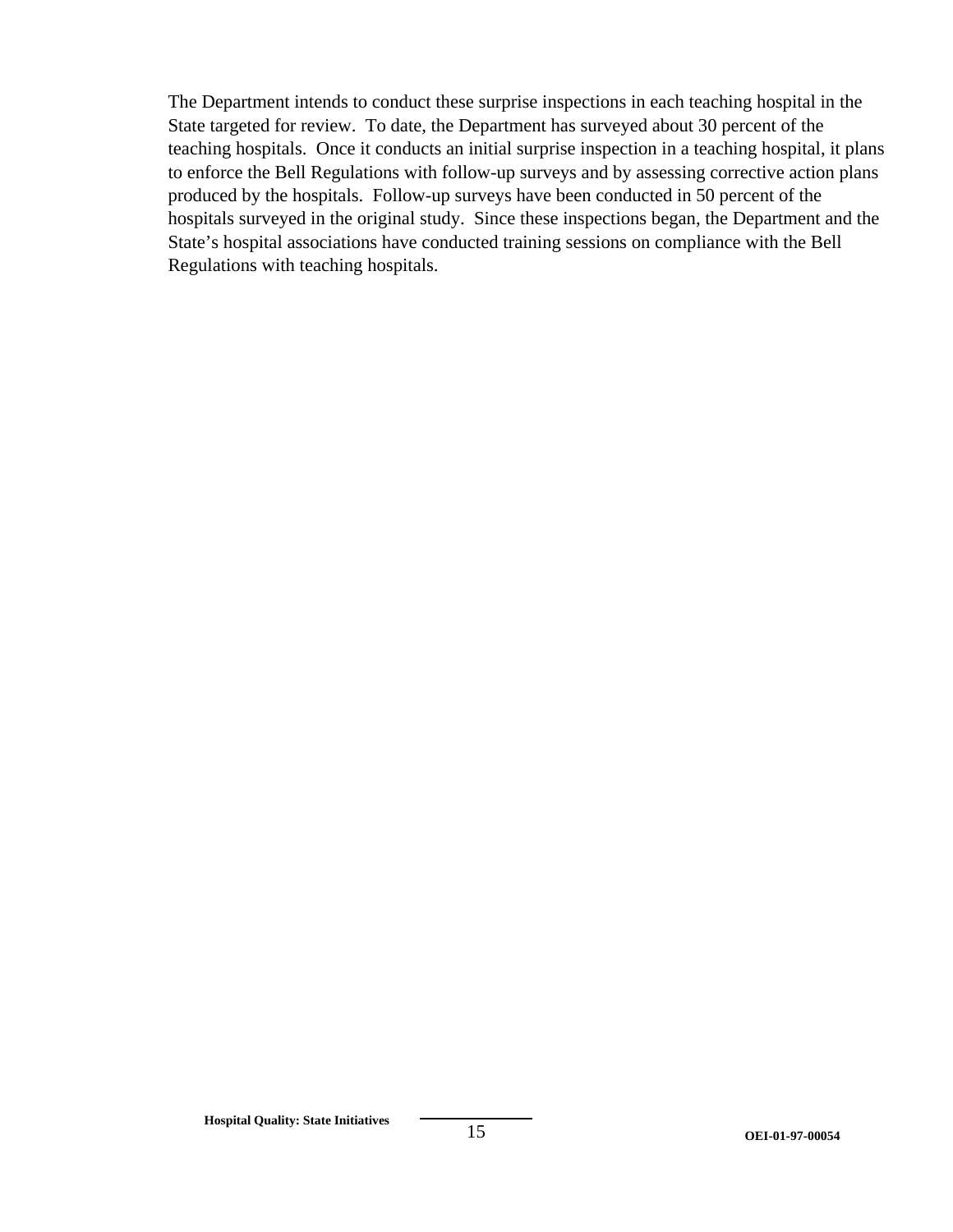The Department intends to conduct these surprise inspections in each teaching hospital in the State targeted for review. To date, the Department has surveyed about 30 percent of the teaching hospitals. Once it conducts an initial surprise inspection in a teaching hospital, it plans to enforce the Bell Regulations with follow-up surveys and by assessing corrective action plans produced by the hospitals. Follow-up surveys have been conducted in 50 percent of the hospitals surveyed in the original study. Since these inspections began, the Department and the State's hospital associations have conducted training sessions on compliance with the Bell Regulations with teaching hospitals.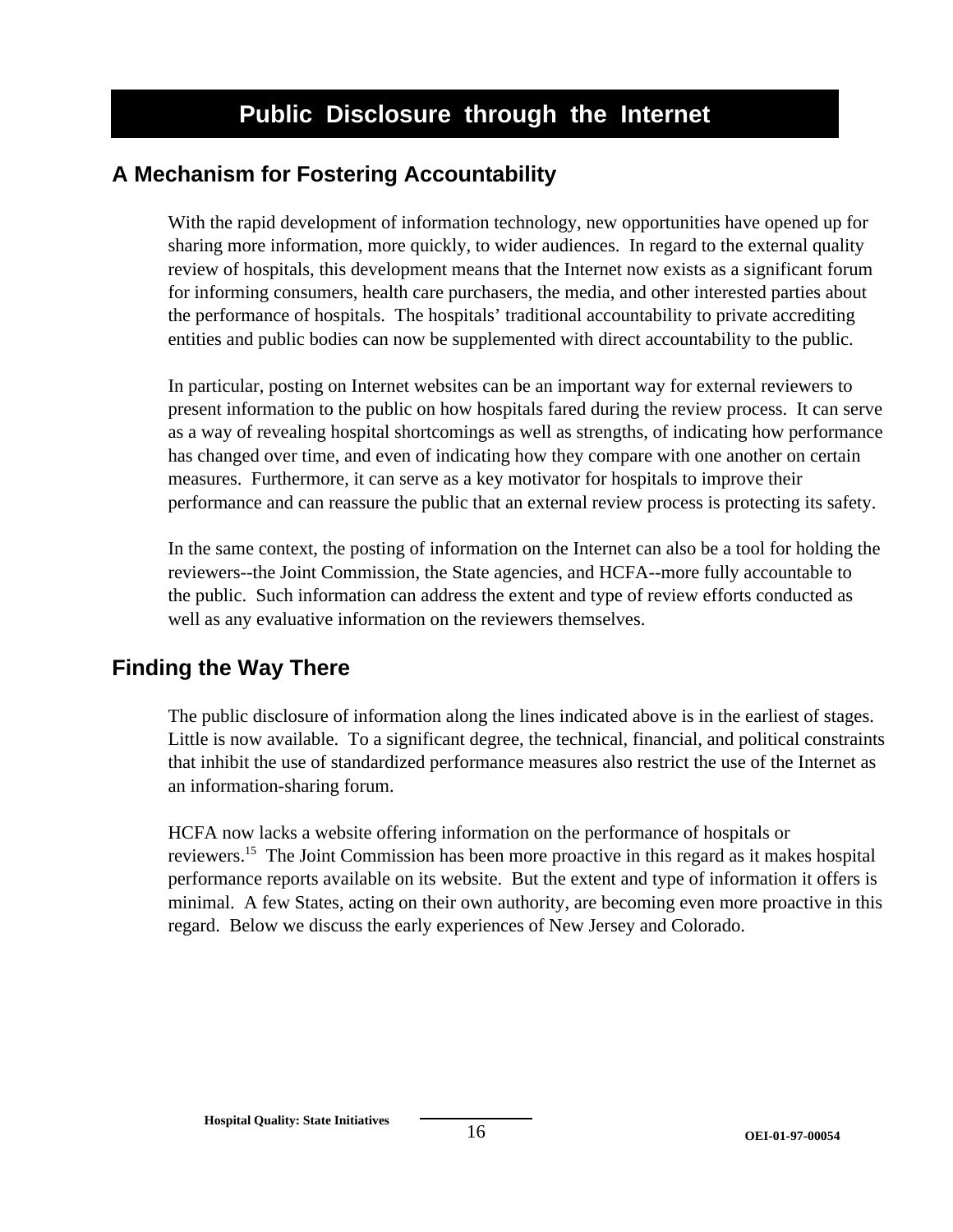# Public Disclosure through the Internet

## A Mechanism for Fostering Accountability

With the rapid development of information technology, new opportunities have opened up for sharing more information, more quickly, to wider audiences. In regard to the external quality review of hospitals, this development means that the Internet now exists as a significant forum for informing consumers, health care purchasers, the media, and other interested parties about the performance of hospitals. The hospitals' traditional accountability to private accrediting entities and public bodies can now be supplemented with direct accountability to the public.

In particular, posting on Internet websites can be an important way for external reviewers to present information to the public on how hospitals fared during the review process. It can serve as a way of revealing hospital shortcomings as well as strengths, of indicating how performance has changed over time, and even of indicating how they compare with one another on certain measures. Furthermore, it can serve as a key motivator for hospitals to improve their performance and can reassure the public that an external review process is protecting its safety.

In the same context, the posting of information on the Internet can also be a tool for holding the reviewers--the Joint Commission, the State agencies, and HCFA--more fully accountable to the public. Such information can address the extent and type of review efforts conducted as well as any evaluative information on the reviewers themselves.

## Finding the Way There

The public disclosure of information along the lines indicated above is in the earliest of stages. Little is now available. To a significant degree, the technical, financial, and political constraints that inhibit the use of standardized performance measures also restrict the use of the Internet as an information-sharing forum.

HCFA now lacks a website offering information on the performance of hospitals or reviewers.[15] The Joint Commission has been more proactive in this regard as it makes hospital performance reports available on its website. But the extent and type of information it offers is minimal. A few States, acting on their own authority, are becoming even more proactive in this regard. Below we discuss the early experiences of New Jersey and Colorado.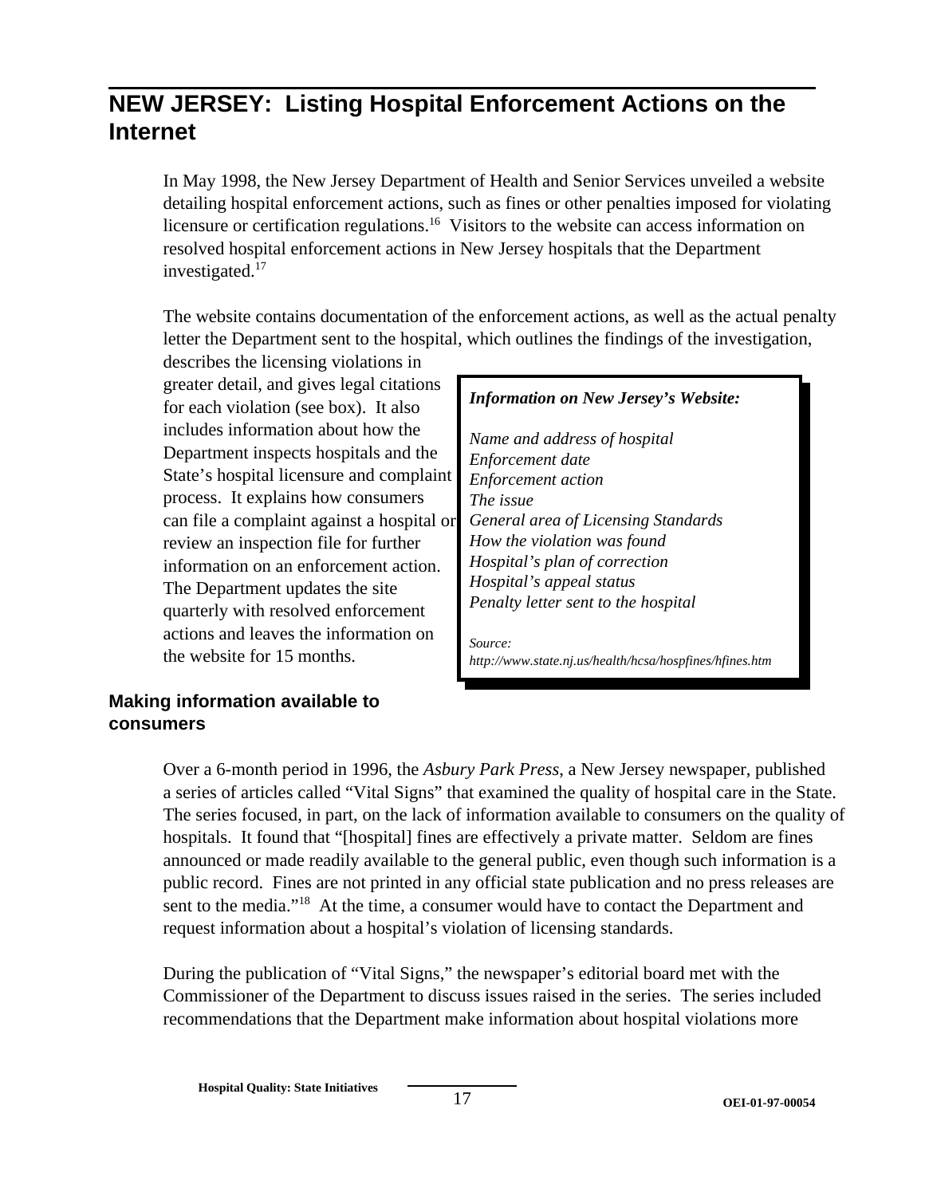## NEW JERSEY: Listing Hospital Enforcement Actions on the Internet

In May 1998, the New Jersey Department of Health and Senior Services unveiled a website detailing hospital enforcement actions, such as fines or other penalties imposed for violating licensure or certification regulations.[16] Visitors to the website can access information on resolved hospital enforcement actions in New Jersey hospitals that the Department investigated.[17]

The website contains documentation of the enforcement actions, as well as the actual penalty letter the Department sent to the hospital, which outlines the findings of the investigation, describes the licensing violations in greater detail, and gives legal citations for each violation (see box). It also includes information about how the Department inspects hospitals and the State's hospital licensure and complaint process. It explains how consumers can file a complaint against a hospital or review an inspection file for further information on an enforcement action. The Department updates the site quarterly with resolved enforcement actions and leaves the information on the website for 15 months.

> ***Information on New Jersey's Website:***
>
> *Name and address of hospital*
> *Enforcement date*
> *Enforcement action*
> *The issue*
> *General area of Licensing Standards*
> *How the violation was found*
> *Hospital's plan of correction*
> *Hospital's appeal status*
> *Penalty letter sent to the hospital*
>
> *Source:*
> *http://www.state.nj.us/health/hcsa/hospfines/hfines.htm*

### Making information available to consumers

Over a 6-month period in 1996, the *Asbury Park Press*, a New Jersey newspaper, published a series of articles called "Vital Signs" that examined the quality of hospital care in the State. The series focused, in part, on the lack of information available to consumers on the quality of hospitals. It found that "[hospital] fines are effectively a private matter. Seldom are fines announced or made readily available to the general public, even though such information is a public record. Fines are not printed in any official state publication and no press releases are sent to the media."[18] At the time, a consumer would have to contact the Department and request information about a hospital's violation of licensing standards.

During the publication of "Vital Signs," the newspaper's editorial board met with the Commissioner of the Department to discuss issues raised in the series. The series included recommendations that the Department make information about hospital violations more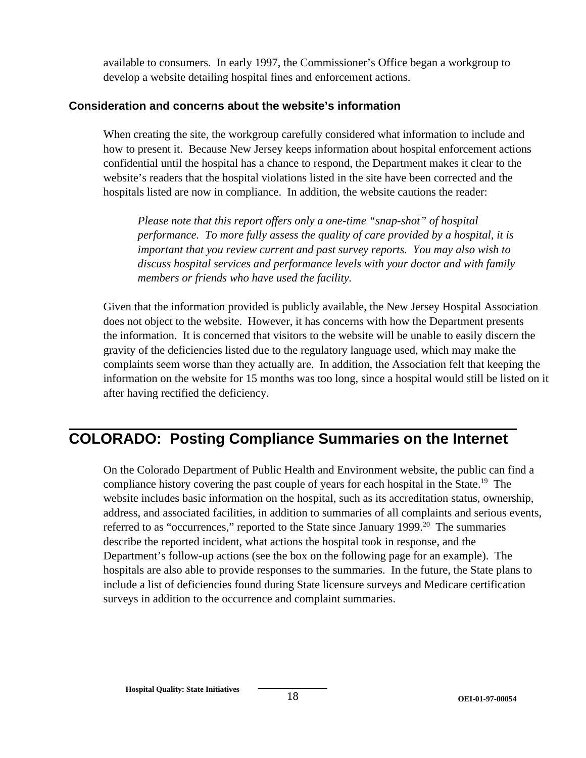available to consumers. In early 1997, the Commissioner's Office began a workgroup to develop a website detailing hospital fines and enforcement actions.

### Consideration and concerns about the website's information

When creating the site, the workgroup carefully considered what information to include and how to present it. Because New Jersey keeps information about hospital enforcement actions confidential until the hospital has a chance to respond, the Department makes it clear to the website's readers that the hospital violations listed in the site have been corrected and the hospitals listed are now in compliance. In addition, the website cautions the reader:

> *Please note that this report offers only a one-time "snap-shot" of hospital performance. To more fully assess the quality of care provided by a hospital, it is important that you review current and past survey reports. You may also wish to discuss hospital services and performance levels with your doctor and with family members or friends who have used the facility.*

Given that the information provided is publicly available, the New Jersey Hospital Association does not object to the website. However, it has concerns with how the Department presents the information. It is concerned that visitors to the website will be unable to easily discern the gravity of the deficiencies listed due to the regulatory language used, which may make the complaints seem worse than they actually are. In addition, the Association felt that keeping the information on the website for 15 months was too long, since a hospital would still be listed on it after having rectified the deficiency.

## COLORADO: Posting Compliance Summaries on the Internet

On the Colorado Department of Public Health and Environment website, the public can find a compliance history covering the past couple of years for each hospital in the State.[19] The website includes basic information on the hospital, such as its accreditation status, ownership, address, and associated facilities, in addition to summaries of all complaints and serious events, referred to as "occurrences," reported to the State since January 1999.[20] The summaries describe the reported incident, what actions the hospital took in response, and the Department's follow-up actions (see the box on the following page for an example). The hospitals are also able to provide responses to the summaries. In the future, the State plans to include a list of deficiencies found during State licensure surveys and Medicare certification surveys in addition to the occurrence and complaint summaries.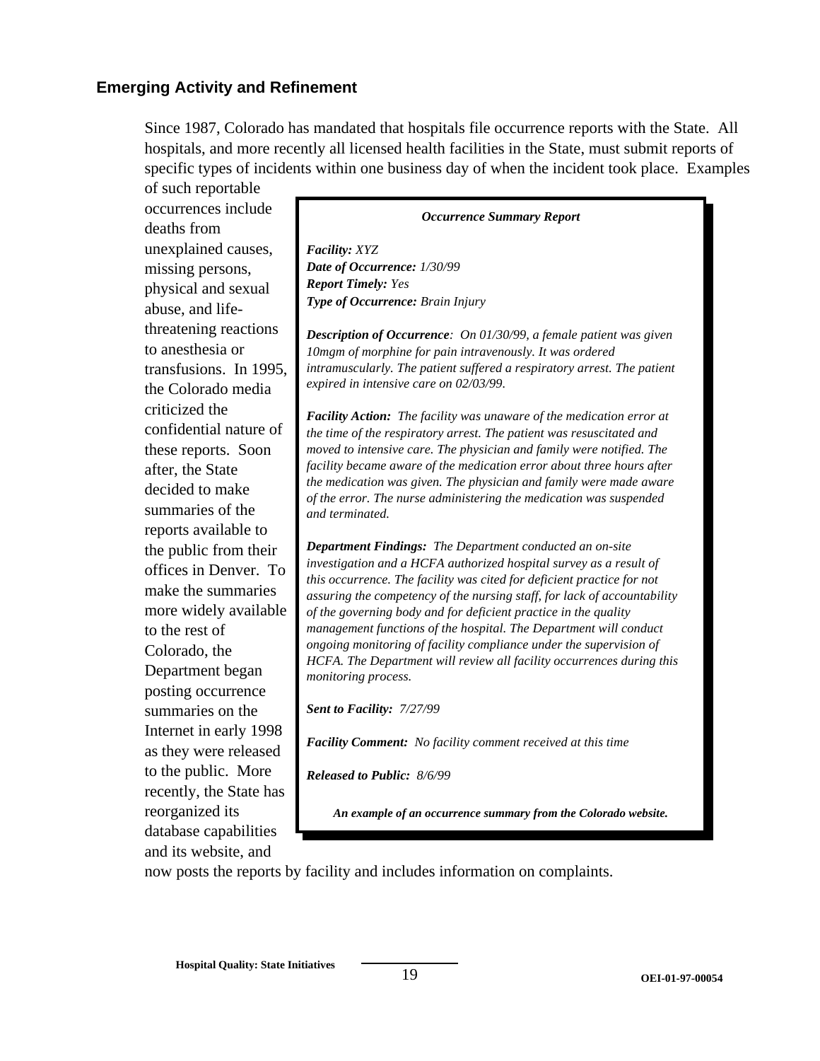## Emerging Activity and Refinement

Since 1987, Colorado has mandated that hospitals file occurrence reports with the State. All hospitals, and more recently all licensed health facilities in the State, must submit reports of specific types of incidents within one business day of when the incident took place. Examples of such reportable occurrences include deaths from unexplained causes, missing persons, physical and sexual abuse, and life-threatening reactions to anesthesia or transfusions. In 1995, the Colorado media criticized the confidential nature of these reports. Soon after, the State decided to make summaries of the reports available to the public from their offices in Denver. To make the summaries more widely available to the rest of Colorado, the Department began posting occurrence summaries on the Internet in early 1998 as they were released to the public. More recently, the State has reorganized its database capabilities and its website, and now posts the reports by facility and includes information on complaints.

> ***Occurrence Summary Report***
>
> ***Facility:*** *XYZ*
> ***Date of Occurrence:*** *1/30/99*
> ***Report Timely:*** *Yes*
> ***Type of Occurrence:*** *Brain Injury*
>
> ***Description of Occurrence****: On 01/30/99, a female patient was given 10mgm of morphine for pain intravenously. It was ordered intramuscularly. The patient suffered a respiratory arrest. The patient expired in intensive care on 02/03/99.*
>
> ***Facility Action:*** *The facility was unaware of the medication error at the time of the respiratory arrest. The patient was resuscitated and moved to intensive care. The physician and family were notified. The facility became aware of the medication error about three hours after the medication was given. The physician and family were made aware of the error. The nurse administering the medication was suspended and terminated.*
>
> ***Department Findings:*** *The Department conducted an on-site investigation and a HCFA authorized hospital survey as a result of this occurrence. The facility was cited for deficient practice for not assuring the competency of the nursing staff, for lack of accountability of the governing body and for deficient practice in the quality management functions of the hospital. The Department will conduct ongoing monitoring of facility compliance under the supervision of HCFA. The Department will review all facility occurrences during this monitoring process.*
>
> ***Sent to Facility:*** *7/27/99*
>
> ***Facility Comment:*** *No facility comment received at this time*
>
> ***Released to Public:*** *8/6/99*
>
> ***An example of an occurrence summary from the Colorado website.***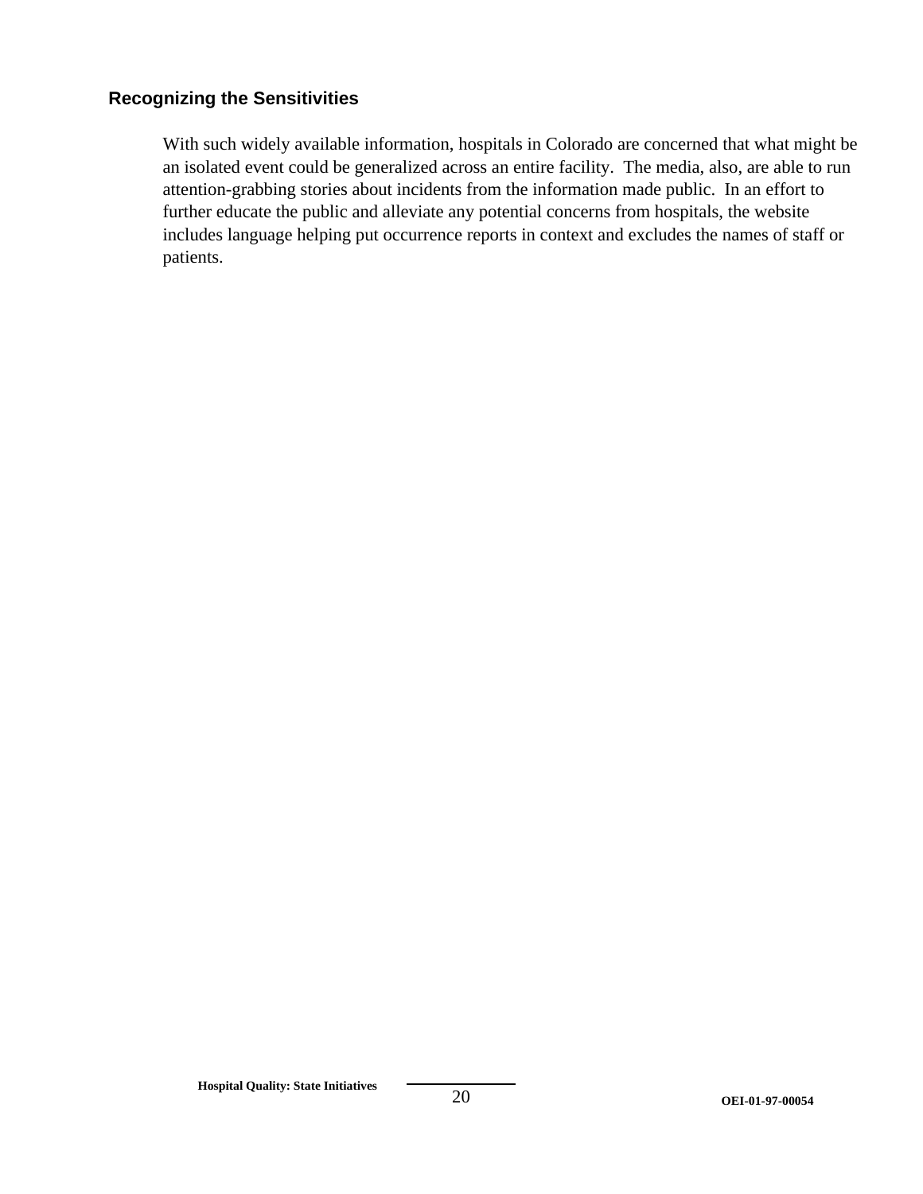### Recognizing the Sensitivities

With such widely available information, hospitals in Colorado are concerned that what might be an isolated event could be generalized across an entire facility. The media, also, are able to run attention-grabbing stories about incidents from the information made public. In an effort to further educate the public and alleviate any potential concerns from hospitals, the website includes language helping put occurrence reports in context and excludes the names of staff or patients.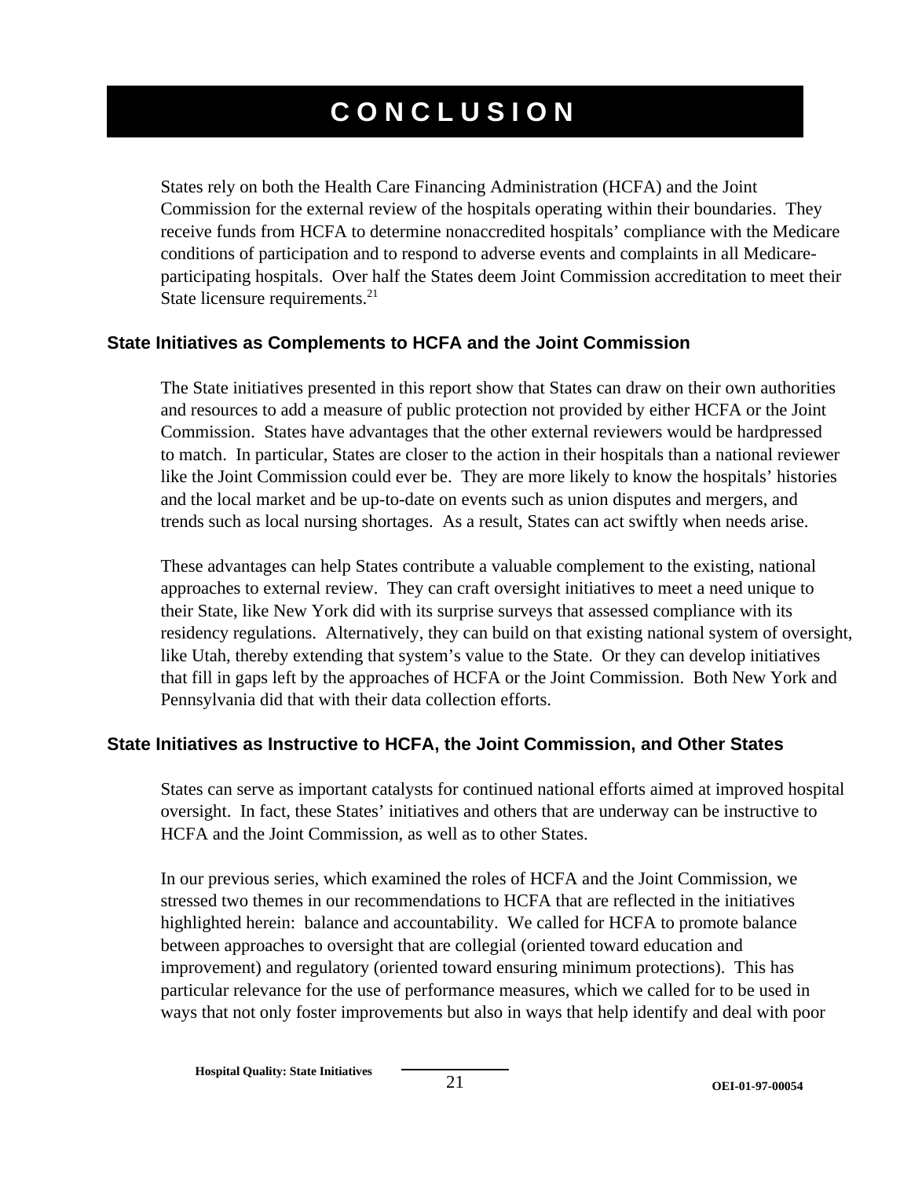# CONCLUSION

States rely on both the Health Care Financing Administration (HCFA) and the Joint Commission for the external review of the hospitals operating within their boundaries. They receive funds from HCFA to determine nonaccredited hospitals' compliance with the Medicare conditions of participation and to respond to adverse events and complaints in all Medicare-participating hospitals. Over half the States deem Joint Commission accreditation to meet their State licensure requirements.[21]

## State Initiatives as Complements to HCFA and the Joint Commission

The State initiatives presented in this report show that States can draw on their own authorities and resources to add a measure of public protection not provided by either HCFA or the Joint Commission. States have advantages that the other external reviewers would be hardpressed to match. In particular, States are closer to the action in their hospitals than a national reviewer like the Joint Commission could ever be. They are more likely to know the hospitals' histories and the local market and be up-to-date on events such as union disputes and mergers, and trends such as local nursing shortages. As a result, States can act swiftly when needs arise.

These advantages can help States contribute a valuable complement to the existing, national approaches to external review. They can craft oversight initiatives to meet a need unique to their State, like New York did with its surprise surveys that assessed compliance with its residency regulations. Alternatively, they can build on that existing national system of oversight, like Utah, thereby extending that system's value to the State. Or they can develop initiatives that fill in gaps left by the approaches of HCFA or the Joint Commission. Both New York and Pennsylvania did that with their data collection efforts.

## State Initiatives as Instructive to HCFA, the Joint Commission, and Other States

States can serve as important catalysts for continued national efforts aimed at improved hospital oversight. In fact, these States' initiatives and others that are underway can be instructive to HCFA and the Joint Commission, as well as to other States.

In our previous series, which examined the roles of HCFA and the Joint Commission, we stressed two themes in our recommendations to HCFA that are reflected in the initiatives highlighted herein: balance and accountability. We called for HCFA to promote balance between approaches to oversight that are collegial (oriented toward education and improvement) and regulatory (oriented toward ensuring minimum protections). This has particular relevance for the use of performance measures, which we called for to be used in ways that not only foster improvements but also in ways that help identify and deal with poor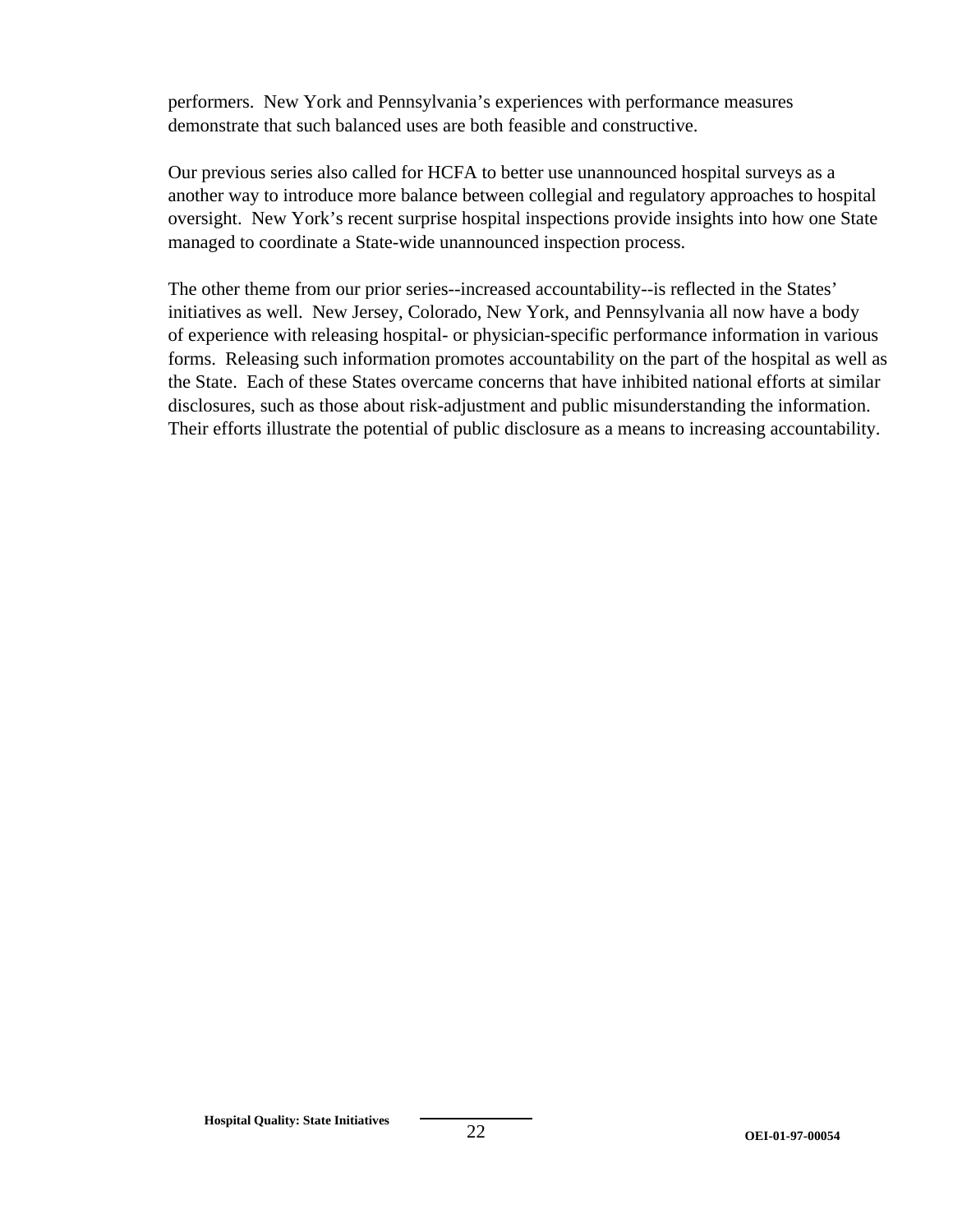performers. New York and Pennsylvania's experiences with performance measures demonstrate that such balanced uses are both feasible and constructive.

Our previous series also called for HCFA to better use unannounced hospital surveys as a another way to introduce more balance between collegial and regulatory approaches to hospital oversight. New York's recent surprise hospital inspections provide insights into how one State managed to coordinate a State-wide unannounced inspection process.

The other theme from our prior series--increased accountability--is reflected in the States' initiatives as well. New Jersey, Colorado, New York, and Pennsylvania all now have a body of experience with releasing hospital- or physician-specific performance information in various forms. Releasing such information promotes accountability on the part of the hospital as well as the State. Each of these States overcame concerns that have inhibited national efforts at similar disclosures, such as those about risk-adjustment and public misunderstanding the information. Their efforts illustrate the potential of public disclosure as a means to increasing accountability.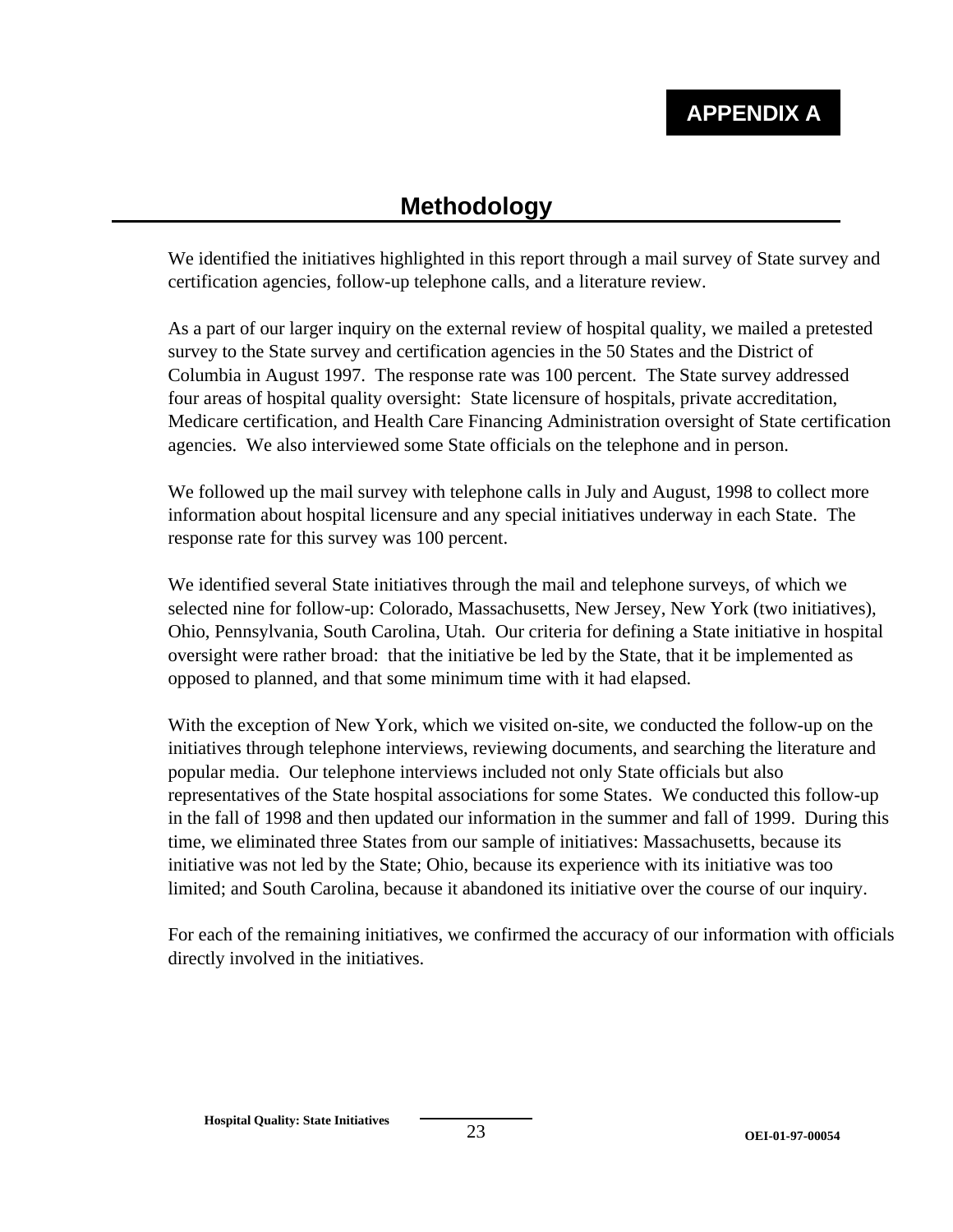# APPENDIX A

## Methodology

We identified the initiatives highlighted in this report through a mail survey of State survey and certification agencies, follow-up telephone calls, and a literature review.

As a part of our larger inquiry on the external review of hospital quality, we mailed a pretested survey to the State survey and certification agencies in the 50 States and the District of Columbia in August 1997. The response rate was 100 percent. The State survey addressed four areas of hospital quality oversight: State licensure of hospitals, private accreditation, Medicare certification, and Health Care Financing Administration oversight of State certification agencies. We also interviewed some State officials on the telephone and in person.

We followed up the mail survey with telephone calls in July and August, 1998 to collect more information about hospital licensure and any special initiatives underway in each State. The response rate for this survey was 100 percent.

We identified several State initiatives through the mail and telephone surveys, of which we selected nine for follow-up: Colorado, Massachusetts, New Jersey, New York (two initiatives), Ohio, Pennsylvania, South Carolina, Utah. Our criteria for defining a State initiative in hospital oversight were rather broad: that the initiative be led by the State, that it be implemented as opposed to planned, and that some minimum time with it had elapsed.

With the exception of New York, which we visited on-site, we conducted the follow-up on the initiatives through telephone interviews, reviewing documents, and searching the literature and popular media. Our telephone interviews included not only State officials but also representatives of the State hospital associations for some States. We conducted this follow-up in the fall of 1998 and then updated our information in the summer and fall of 1999. During this time, we eliminated three States from our sample of initiatives: Massachusetts, because its initiative was not led by the State; Ohio, because its experience with its initiative was too limited; and South Carolina, because it abandoned its initiative over the course of our inquiry.

For each of the remaining initiatives, we confirmed the accuracy of our information with officials directly involved in the initiatives.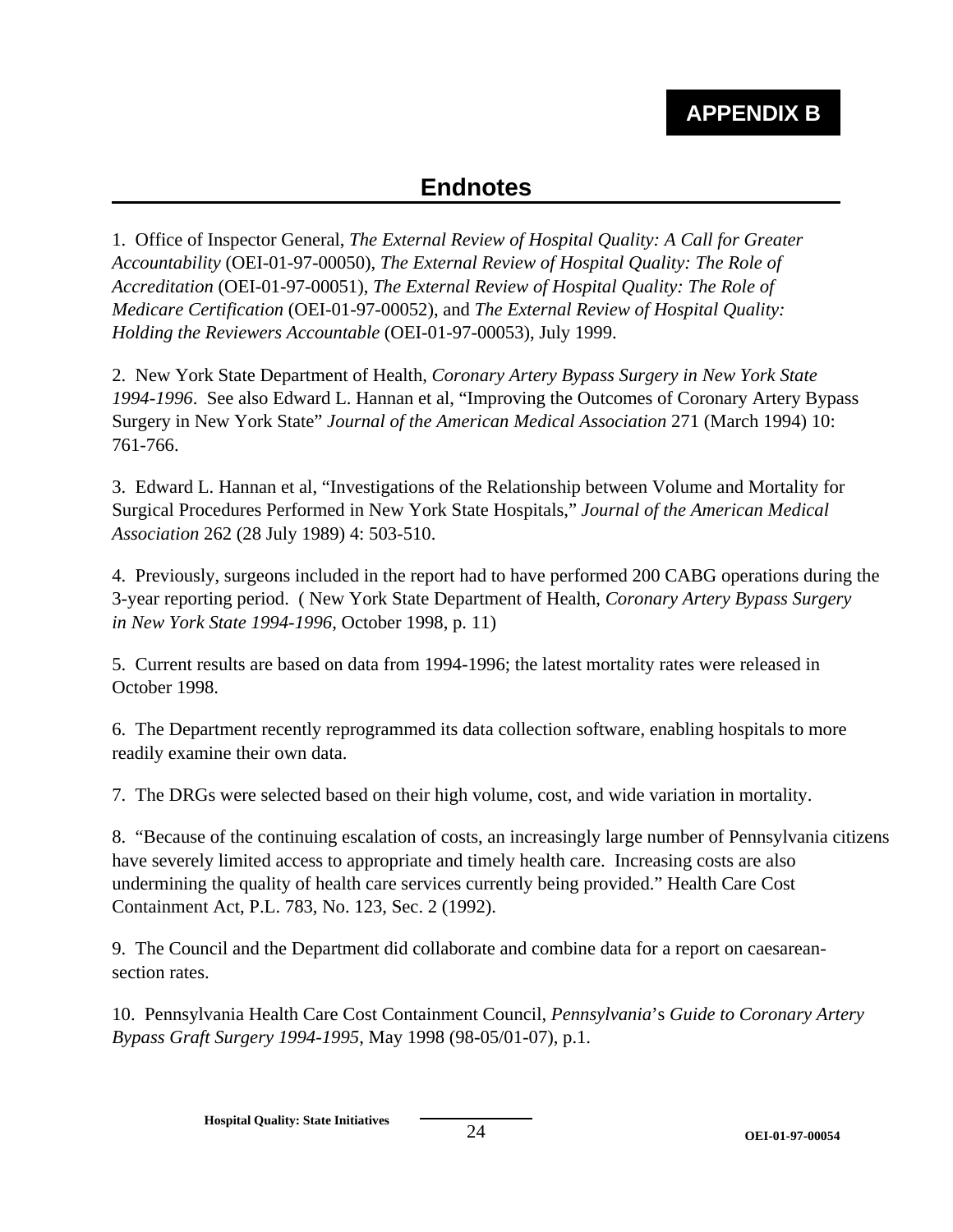# APPENDIX B

## Endnotes

1. Office of Inspector General, *The External Review of Hospital Quality: A Call for Greater Accountability* (OEI-01-97-00050), *The External Review of Hospital Quality: The Role of Accreditation* (OEI-01-97-00051), *The External Review of Hospital Quality: The Role of Medicare Certification* (OEI-01-97-00052), and *The External Review of Hospital Quality: Holding the Reviewers Accountable* (OEI-01-97-00053), July 1999.

2. New York State Department of Health, *Coronary Artery Bypass Surgery in New York State 1994-1996*. See also Edward L. Hannan et al, "Improving the Outcomes of Coronary Artery Bypass Surgery in New York State" *Journal of the American Medical Association* 271 (March 1994) 10: 761-766.

3. Edward L. Hannan et al, "Investigations of the Relationship between Volume and Mortality for Surgical Procedures Performed in New York State Hospitals," *Journal of the American Medical Association* 262 (28 July 1989) 4: 503-510.

4. Previously, surgeons included in the report had to have performed 200 CABG operations during the 3-year reporting period. ( New York State Department of Health, *Coronary Artery Bypass Surgery in New York State 1994-1996*, October 1998, p. 11)

5. Current results are based on data from 1994-1996; the latest mortality rates were released in October 1998.

6. The Department recently reprogrammed its data collection software, enabling hospitals to more readily examine their own data.

7. The DRGs were selected based on their high volume, cost, and wide variation in mortality.

8. "Because of the continuing escalation of costs, an increasingly large number of Pennsylvania citizens have severely limited access to appropriate and timely health care. Increasing costs are also undermining the quality of health care services currently being provided." Health Care Cost Containment Act, P.L. 783, No. 123, Sec. 2 (1992).

9. The Council and the Department did collaborate and combine data for a report on caesarean-section rates.

10. Pennsylvania Health Care Cost Containment Council, *Pennsylvania*'s *Guide to Coronary Artery Bypass Graft Surgery 1994-1995*, May 1998 (98-05/01-07), p.1.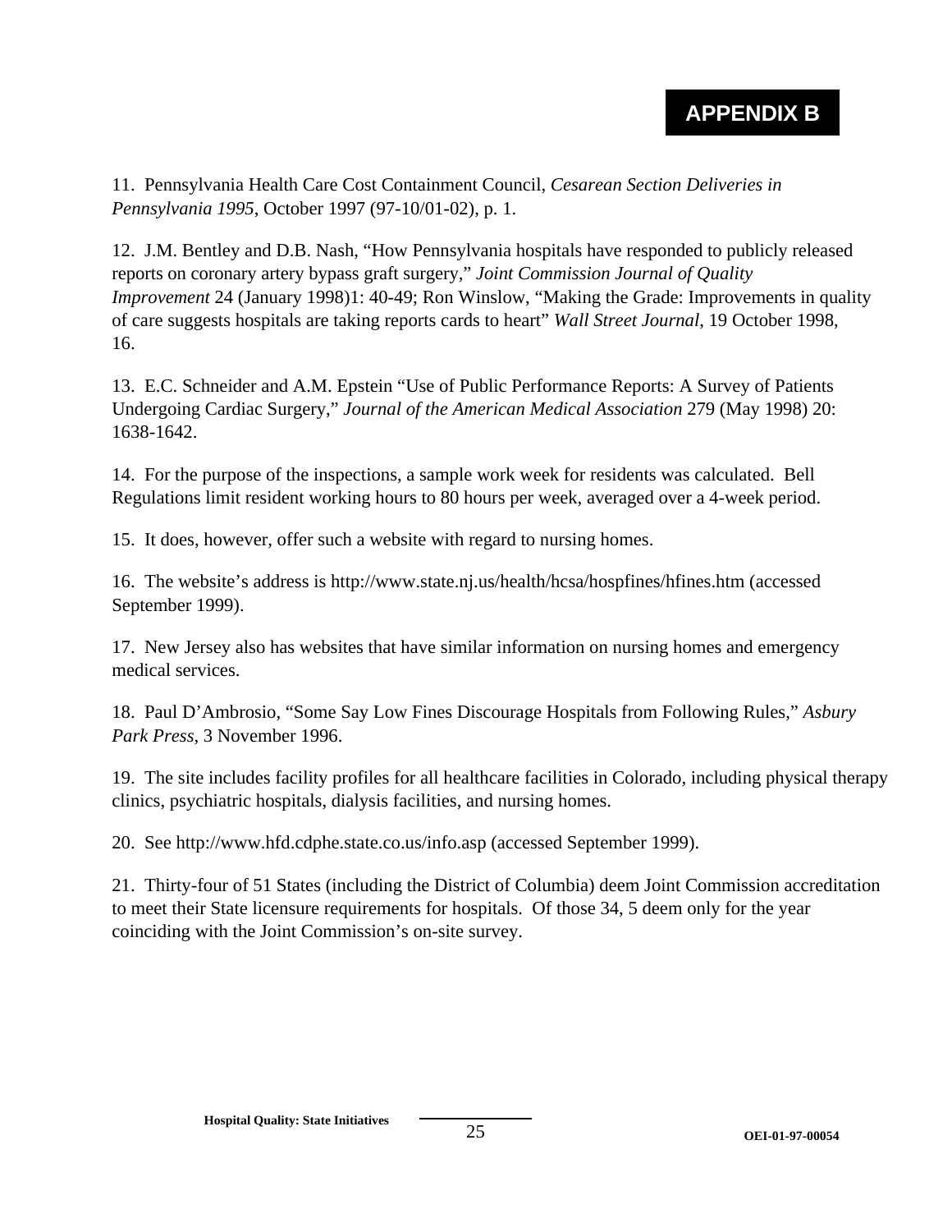# APPENDIX B

11. Pennsylvania Health Care Cost Containment Council, *Cesarean Section Deliveries in Pennsylvania 1995*, October 1997 (97-10/01-02), p. 1.

12. J.M. Bentley and D.B. Nash, "How Pennsylvania hospitals have responded to publicly released reports on coronary artery bypass graft surgery," *Joint Commission Journal of Quality Improvement* 24 (January 1998)1: 40-49; Ron Winslow, "Making the Grade: Improvements in quality of care suggests hospitals are taking reports cards to heart" *Wall Street Journal*, 19 October 1998, 16.

13. E.C. Schneider and A.M. Epstein "Use of Public Performance Reports: A Survey of Patients Undergoing Cardiac Surgery," *Journal of the American Medical Association* 279 (May 1998) 20: 1638-1642.

14. For the purpose of the inspections, a sample work week for residents was calculated. Bell Regulations limit resident working hours to 80 hours per week, averaged over a 4-week period.

15. It does, however, offer such a website with regard to nursing homes.

16. The website's address is http://www.state.nj.us/health/hcsa/hospfines/hfines.htm (accessed September 1999).

17. New Jersey also has websites that have similar information on nursing homes and emergency medical services.

18. Paul D'Ambrosio, "Some Say Low Fines Discourage Hospitals from Following Rules," *Asbury Park Press*, 3 November 1996.

19. The site includes facility profiles for all healthcare facilities in Colorado, including physical therapy clinics, psychiatric hospitals, dialysis facilities, and nursing homes.

20. See http://www.hfd.cdphe.state.co.us/info.asp (accessed September 1999).

21. Thirty-four of 51 States (including the District of Columbia) deem Joint Commission accreditation to meet their State licensure requirements for hospitals. Of those 34, 5 deem only for the year coinciding with the Joint Commission's on-site survey.